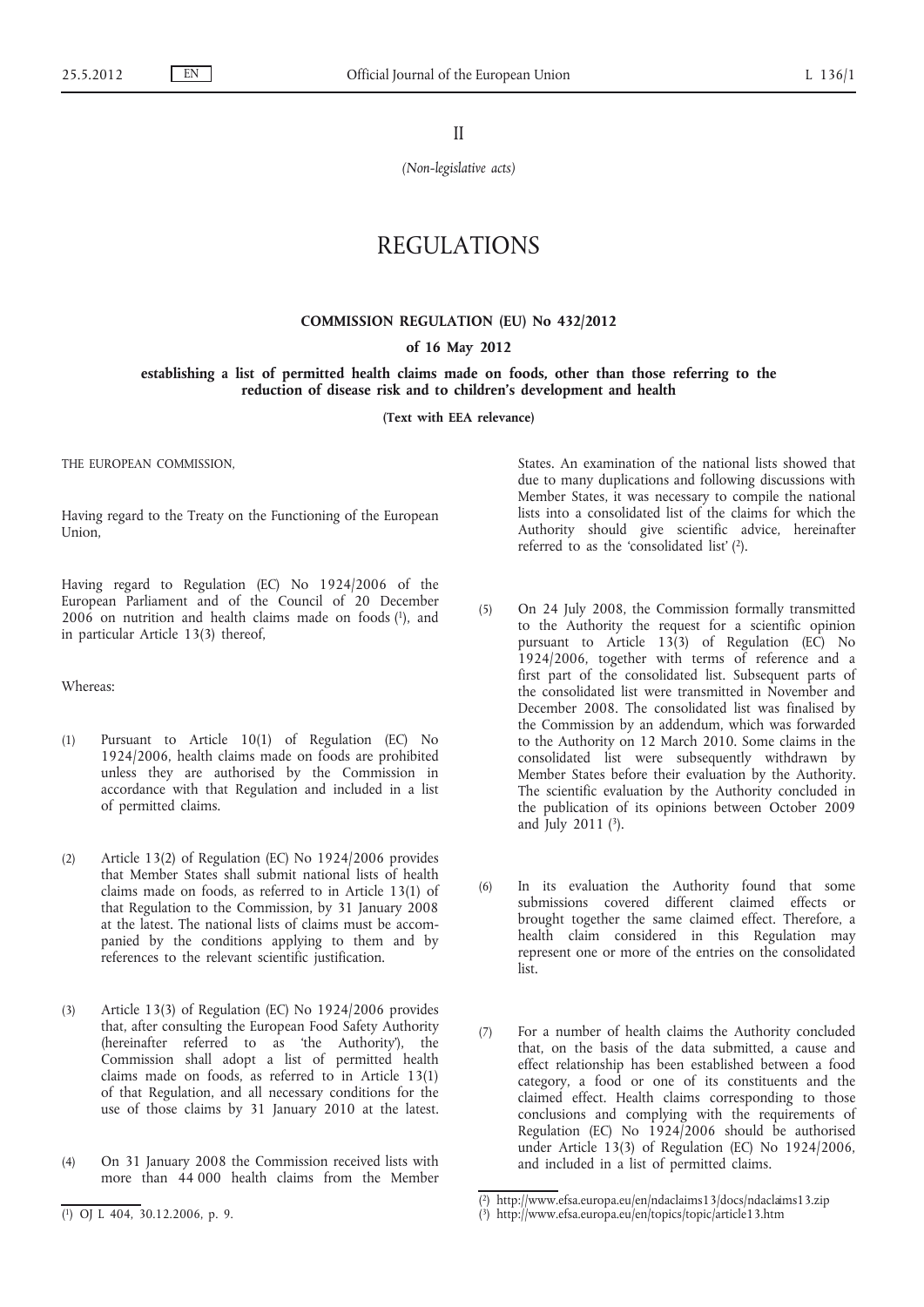II

*(Non-legislative acts)*

# REGULATIONS

## COMMISSION REGULATION (EU) No 432/2012

### of 16 May 2012

### establishing a list of permitted health claims made on foods, other than those referring to the reduction of disease risk and to children's development and health

**(Text with EEA relevance)**

THE EUROPEAN COMMISSION,

Having regard to the Treaty on the Functioning of the European Union,

Having regard to Regulation (EC) No 1924/2006 of the European Parliament and of the Council of 20 December 2006 on nutrition and health claims made on foods [1], and in particular Article 13(3) thereof,

Whereas:

(1) Pursuant to Article 10(1) of Regulation (EC) No 1924/2006, health claims made on foods are prohibited unless they are authorised by the Commission in accordance with that Regulation and included in a list of permitted claims.

(2) Article 13(2) of Regulation (EC) No 1924/2006 provides that Member States shall submit national lists of health claims made on foods, as referred to in Article 13(1) of that Regulation to the Commission, by 31 January 2008 at the latest. The national lists of claims must be accompanied by the conditions applying to them and by references to the relevant scientific justification.

(3) Article 13(3) of Regulation (EC) No 1924/2006 provides that, after consulting the European Food Safety Authority (hereinafter referred to as 'the Authority'), the Commission shall adopt a list of permitted health claims made on foods, as referred to in Article 13(1) of that Regulation, and all necessary conditions for the use of those claims by 31 January 2010 at the latest.

(4) On 31 January 2008 the Commission received lists with more than 44 000 health claims from the Member States. An examination of the national lists showed that due to many duplications and following discussions with Member States, it was necessary to compile the national lists into a consolidated list of the claims for which the Authority should give scientific advice, hereinafter referred to as the 'consolidated list' [2].

(5) On 24 July 2008, the Commission formally transmitted to the Authority the request for a scientific opinion pursuant to Article 13(3) of Regulation (EC) No 1924/2006, together with terms of reference and a first part of the consolidated list. Subsequent parts of the consolidated list were transmitted in November and December 2008. The consolidated list was finalised by the Commission by an addendum, which was forwarded to the Authority on 12 March 2010. Some claims in the consolidated list were subsequently withdrawn by Member States before their evaluation by the Authority. The scientific evaluation by the Authority concluded in the publication of its opinions between October 2009 and July 2011 [3].

(6) In its evaluation the Authority found that some submissions covered different claimed effects or brought together the same claimed effect. Therefore, a health claim considered in this Regulation may represent one or more of the entries on the consolidated list.

(7) For a number of health claims the Authority concluded that, on the basis of the data submitted, a cause and effect relationship has been established between a food category, a food or one of its constituents and the claimed effect. Health claims corresponding to those conclusions and complying with the requirements of Regulation (EC) No 1924/2006 should be authorised under Article 13(3) of Regulation (EC) No 1924/2006, and included in a list of permitted claims.

---

[1] OJ L 404, 30.12.2006, p. 9.

[2] http://www.efsa.europa.eu/en/ndaclaims13/docs/ndaclaims13.zip

[3] http://www.efsa.europa.eu/en/topics/topic/article13.htm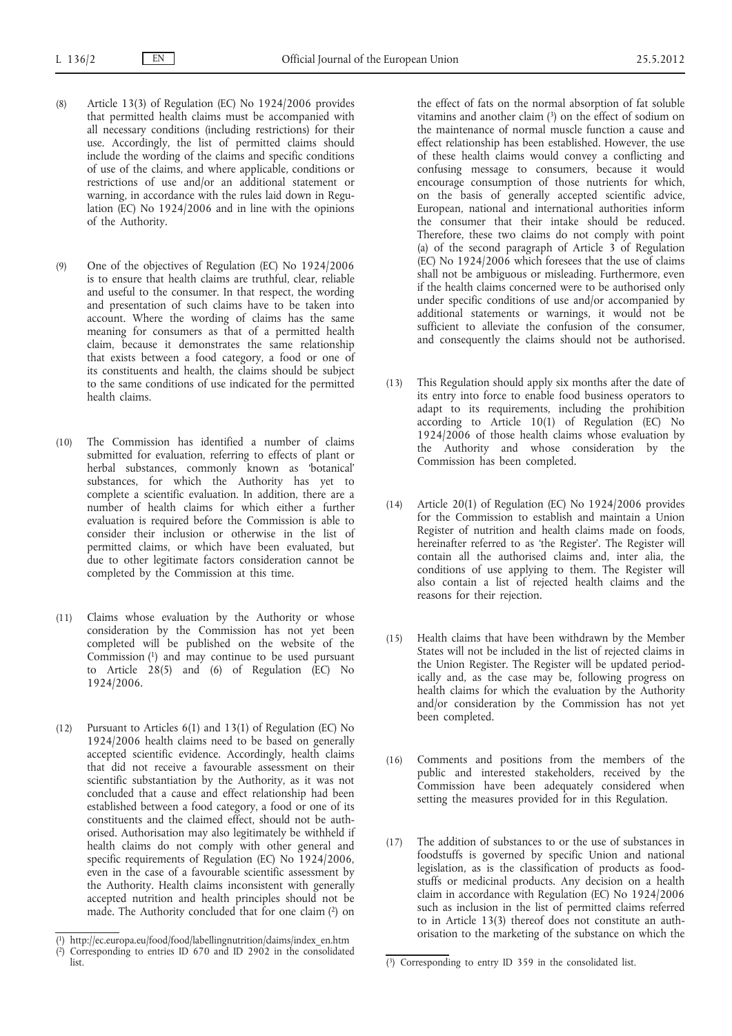(8) Article 13(3) of Regulation (EC) No 1924/2006 provides that permitted health claims must be accompanied with all necessary conditions (including restrictions) for their use. Accordingly, the list of permitted claims should include the wording of the claims and specific conditions of use of the claims, and where applicable, conditions or restrictions of use and/or an additional statement or warning, in accordance with the rules laid down in Regulation (EC) No 1924/2006 and in line with the opinions of the Authority.

(9) One of the objectives of Regulation (EC) No 1924/2006 is to ensure that health claims are truthful, clear, reliable and useful to the consumer. In that respect, the wording and presentation of such claims have to be taken into account. Where the wording of claims has the same meaning for consumers as that of a permitted health claim, because it demonstrates the same relationship that exists between a food category, a food or one of its constituents and health, the claims should be subject to the same conditions of use indicated for the permitted health claims.

(10) The Commission has identified a number of claims submitted for evaluation, referring to effects of plant or herbal substances, commonly known as 'botanical' substances, for which the Authority has yet to complete a scientific evaluation. In addition, there are a number of health claims for which either a further evaluation is required before the Commission is able to consider their inclusion or otherwise in the list of permitted claims, or which have been evaluated, but due to other legitimate factors consideration cannot be completed by the Commission at this time.

(11) Claims whose evaluation by the Authority or whose consideration by the Commission has not yet been completed will be published on the website of the Commission [1] and may continue to be used pursuant to Article 28(5) and (6) of Regulation (EC) No 1924/2006.

(12) Pursuant to Articles 6(1) and 13(1) of Regulation (EC) No 1924/2006 health claims need to be based on generally accepted scientific evidence. Accordingly, health claims that did not receive a favourable assessment on their scientific substantiation by the Authority, as it was not concluded that a cause and effect relationship had been established between a food category, a food or one of its constituents and the claimed effect, should not be authorised. Authorisation may also legitimately be withheld if health claims do not comply with other general and specific requirements of Regulation (EC) No 1924/2006, even in the case of a favourable scientific assessment by the Authority. Health claims inconsistent with generally accepted nutrition and health principles should not be made. The Authority concluded that for one claim [2] on the effect of fats on the normal absorption of fat soluble vitamins and another claim [3] on the effect of sodium on the maintenance of normal muscle function a cause and effect relationship has been established. However, the use of these health claims would convey a conflicting and confusing message to consumers, because it would encourage consumption of those nutrients for which, on the basis of generally accepted scientific advice, European, national and international authorities inform the consumer that their intake should be reduced. Therefore, these two claims do not comply with point (a) of the second paragraph of Article 3 of Regulation (EC) No 1924/2006 which foresees that the use of claims shall not be ambiguous or misleading. Furthermore, even if the health claims concerned were to be authorised only under specific conditions of use and/or accompanied by additional statements or warnings, it would not be sufficient to alleviate the confusion of the consumer, and consequently the claims should not be authorised.

(13) This Regulation should apply six months after the date of its entry into force to enable food business operators to adapt to its requirements, including the prohibition according to Article 10(1) of Regulation (EC) No 1924/2006 of those health claims whose evaluation by the Authority and whose consideration by the Commission has been completed.

(14) Article 20(1) of Regulation (EC) No 1924/2006 provides for the Commission to establish and maintain a Union Register of nutrition and health claims made on foods, hereinafter referred to as 'the Register'. The Register will contain all the authorised claims and, inter alia, the conditions of use applying to them. The Register will also contain a list of rejected health claims and the reasons for their rejection.

(15) Health claims that have been withdrawn by the Member States will not be included in the list of rejected claims in the Union Register. The Register will be updated periodically and, as the case may be, following progress on health claims for which the evaluation by the Authority and/or consideration by the Commission has not yet been completed.

(16) Comments and positions from the members of the public and interested stakeholders, received by the Commission have been adequately considered when setting the measures provided for in this Regulation.

(17) The addition of substances to or the use of substances in foodstuffs is governed by specific Union and national legislation, as is the classification of products as foodstuffs or medicinal products. Any decision on a health claim in accordance with Regulation (EC) No 1924/2006 such as inclusion in the list of permitted claims referred to in Article 13(3) thereof does not constitute an authorisation to the marketing of the substance on which the

---

[1] http://ec.europa.eu/food/food/labellingnutrition/claims/index_en.htm

[2] Corresponding to entries ID 670 and ID 2902 in the consolidated list.

[3] Corresponding to entry ID 359 in the consolidated list.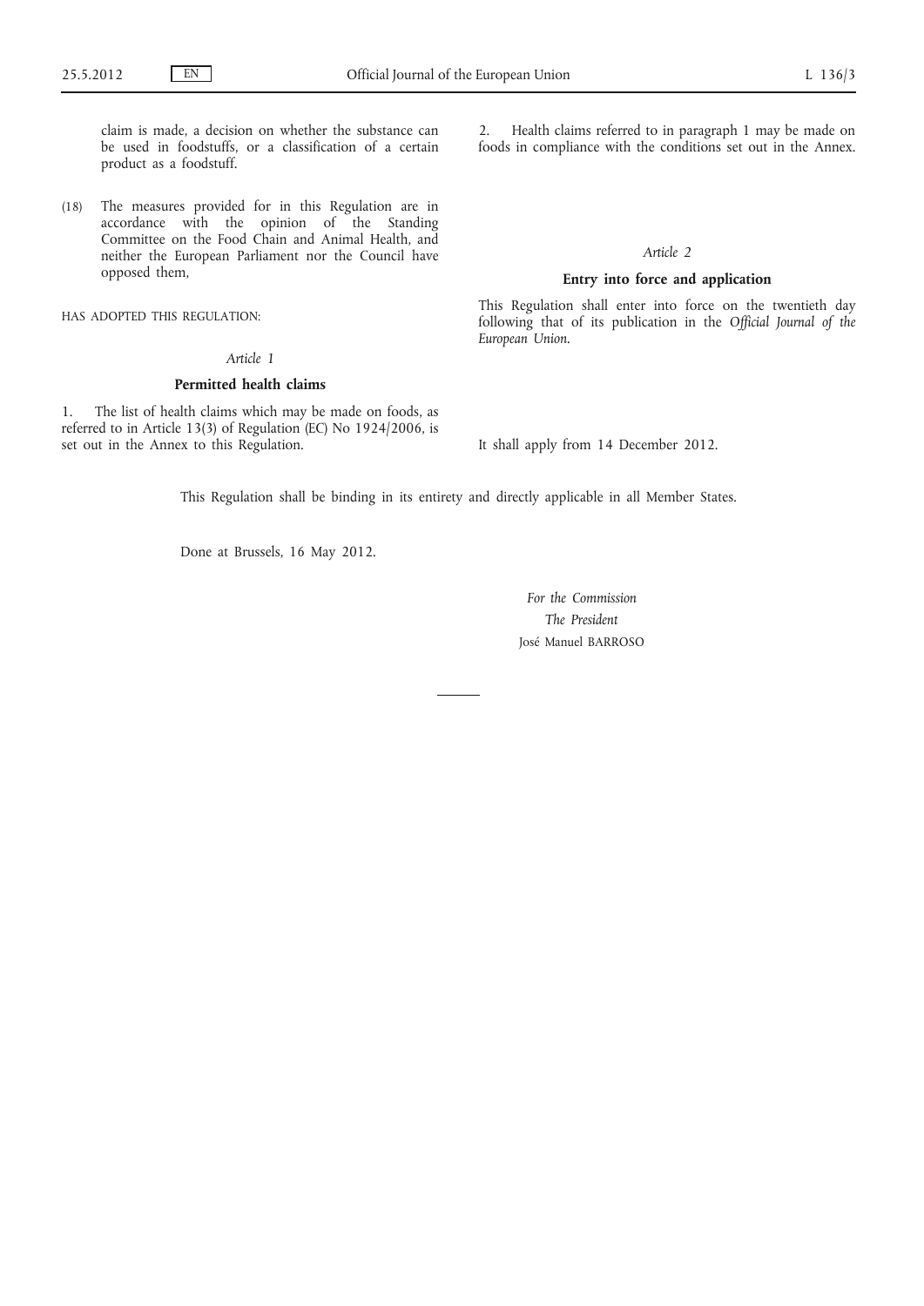claim is made, a decision on whether the substance can be used in foodstuffs, or a classification of a certain product as a foodstuff.

(18) The measures provided for in this Regulation are in accordance with the opinion of the Standing Committee on the Food Chain and Animal Health, and neither the European Parliament nor the Council have opposed them,

HAS ADOPTED THIS REGULATION:

*Article 1*

**Permitted health claims**

1. The list of health claims which may be made on foods, as referred to in Article 13(3) of Regulation (EC) No 1924/2006, is set out in the Annex to this Regulation.

2. Health claims referred to in paragraph 1 may be made on foods in compliance with the conditions set out in the Annex.

*Article 2*

**Entry into force and application**

This Regulation shall enter into force on the twentieth day following that of its publication in the *Official Journal of the European Union*.

It shall apply from 14 December 2012.

This Regulation shall be binding in its entirety and directly applicable in all Member States.

Done at Brussels, 16 May 2012.

*For the Commission*

*The President*

José Manuel BARROSO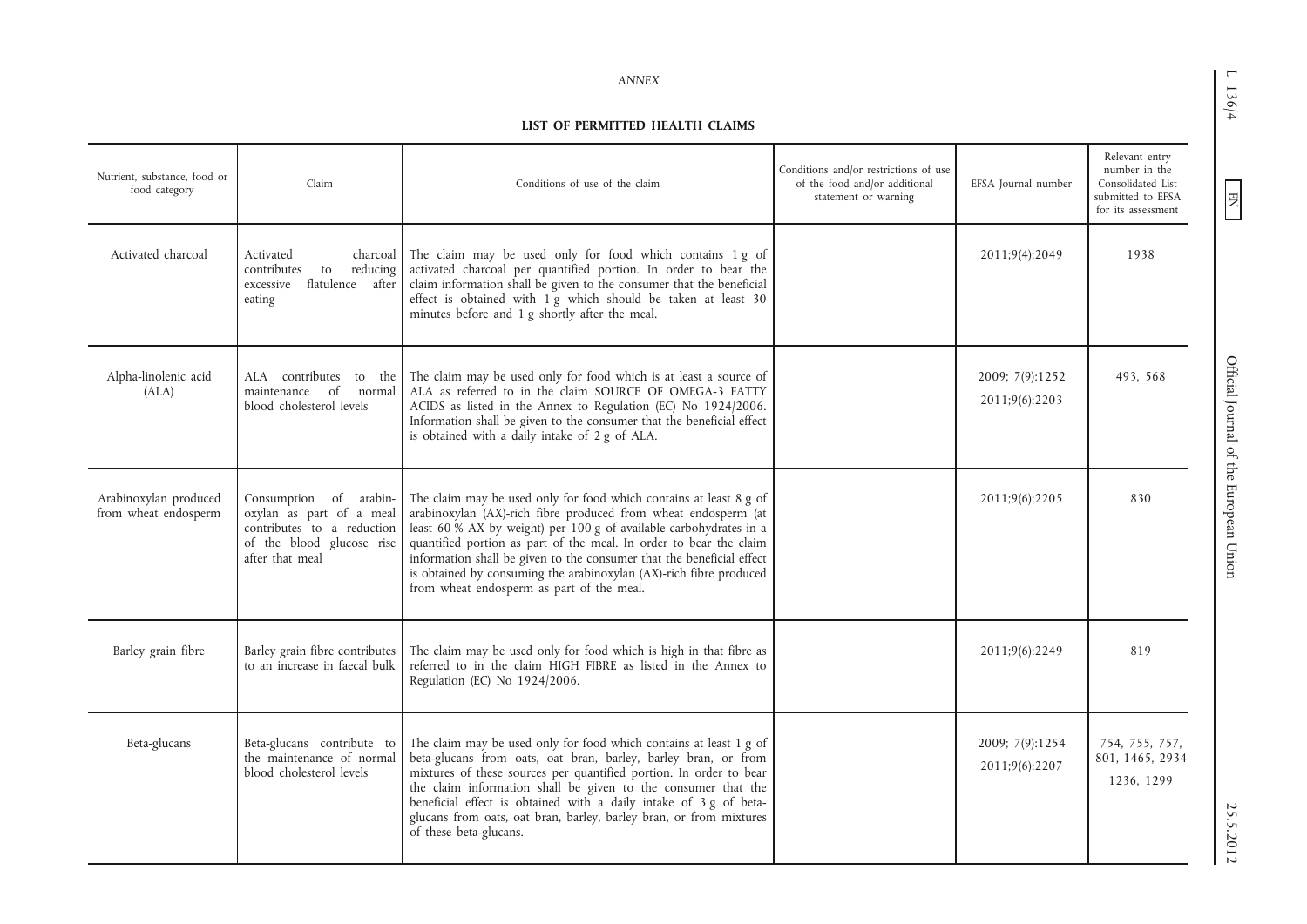*ANNEX*

**LIST OF PERMITTED HEALTH CLAIMS**

| Nutrient, substance, food or food category | Claim | Conditions of use of the claim | Conditions and/or restrictions of use of the food and/or additional statement or warning | EFSA Journal number | Relevant entry number in the Consolidated List submitted to EFSA for its assessment |
|---|---|---|---|---|---|
| Activated charcoal | Activated charcoal contributes to reducing excessive flatulence after eating | The claim may be used only for food which contains 1 g of activated charcoal per quantified portion. In order to bear the claim information shall be given to the consumer that the beneficial effect is obtained with 1 g which should be taken at least 30 minutes before and 1 g shortly after the meal. | | 2011;9(4):2049 | 1938 |
| Alpha-linolenic acid (ALA) | ALA contributes to the maintenance of normal blood cholesterol levels | The claim may be used only for food which is at least a source of ALA as referred to in the claim SOURCE OF OMEGA-3 FATTY ACIDS as listed in the Annex to Regulation (EC) No 1924/2006. Information shall be given to the consumer that the beneficial effect is obtained with a daily intake of 2 g of ALA. | | 2009; 7(9):1252<br>2011;9(6):2203 | 493, 568 |
| Arabinoxylan produced from wheat endosperm | Consumption of arabinoxylan as part of a meal contributes to a reduction of the blood glucose rise after that meal | The claim may be used only for food which contains at least 8 g of arabinoxylan (AX)-rich fibre produced from wheat endosperm (at least 60 % AX by weight) per 100 g of available carbohydrates in a quantified portion as part of the meal. In order to bear the claim information shall be given to the consumer that the beneficial effect is obtained by consuming the arabinoxylan (AX)-rich fibre produced from wheat endosperm as part of the meal. | | 2011;9(6):2205 | 830 |
| Barley grain fibre | Barley grain fibre contributes to an increase in faecal bulk | The claim may be used only for food which is high in that fibre as referred to in the claim HIGH FIBRE as listed in the Annex to Regulation (EC) No 1924/2006. | | 2011;9(6):2249 | 819 |
| Beta-glucans | Beta-glucans contribute to the maintenance of normal blood cholesterol levels | The claim may be used only for food which contains at least 1 g of beta-glucans from oats, oat bran, barley, barley bran, or from mixtures of these sources per quantified portion. In order to bear the claim information shall be given to the consumer that the beneficial effect is obtained with a daily intake of 3 g of beta-glucans from oats, oat bran, barley, barley bran, or from mixtures of these beta-glucans. | | 2009; 7(9):1254<br>2011;9(6):2207 | 754, 755, 757, 801, 1465, 2934<br>1236, 1299 |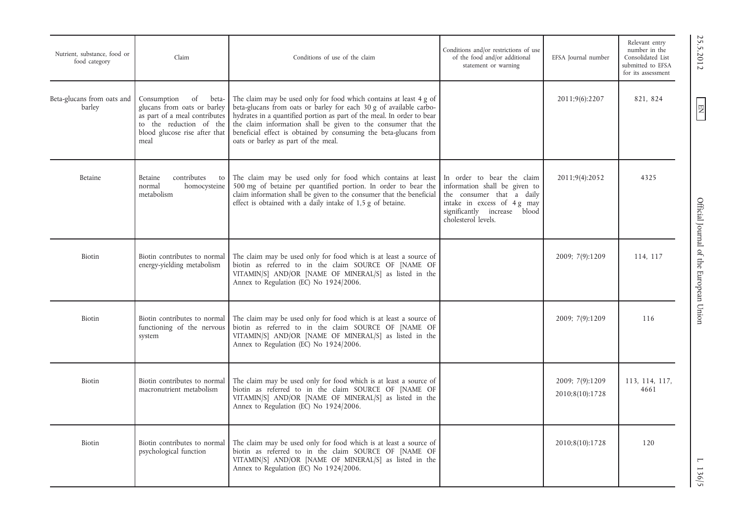| Nutrient, substance, food or food category | Claim | Conditions of use of the claim | Conditions and/or restrictions of use of the food and/or additional statement or warning | EFSA Journal number | Relevant entry number in the Consolidated List submitted to EFSA for its assessment |
|---|---|---|---|---|---|
| Beta-glucans from oats and barley | Consumption of beta-glucans from oats or barley as part of a meal contributes to the reduction of the blood glucose rise after that meal | The claim may be used only for food which contains at least 4 g of beta-glucans from oats or barley for each 30 g of available carbohydrates in a quantified portion as part of the meal. In order to bear the claim information shall be given to the consumer that the beneficial effect is obtained by consuming the beta-glucans from oats or barley as part of the meal. | | 2011;9(6):2207 | 821, 824 |
| Betaine | Betaine contributes to normal homocysteine metabolism | The claim may be used only for food which contains at least 500 mg of betaine per quantified portion. In order to bear the claim information shall be given to the consumer that the beneficial effect is obtained with a daily intake of 1,5 g of betaine. | In order to bear the claim information shall be given to the consumer that a daily intake in excess of 4 g may significantly increase blood cholesterol levels. | 2011;9(4):2052 | 4325 |
| Biotin | Biotin contributes to normal energy-yielding metabolism | The claim may be used only for food which is at least a source of biotin as referred to in the claim SOURCE OF [NAME OF VITAMIN/S] AND/OR [NAME OF MINERAL/S] as listed in the Annex to Regulation (EC) No 1924/2006. | | 2009; 7(9):1209 | 114, 117 |
| Biotin | Biotin contributes to normal functioning of the nervous system | The claim may be used only for food which is at least a source of biotin as referred to in the claim SOURCE OF [NAME OF VITAMIN/S] AND/OR [NAME OF MINERAL/S] as listed in the Annex to Regulation (EC) No 1924/2006. | | 2009; 7(9):1209 | 116 |
| Biotin | Biotin contributes to normal macronutrient metabolism | The claim may be used only for food which is at least a source of biotin as referred to in the claim SOURCE OF [NAME OF VITAMIN/S] AND/OR [NAME OF MINERAL/S] as listed in the Annex to Regulation (EC) No 1924/2006. | | 2009; 7(9):1209<br>2010;8(10):1728 | 113, 114, 117, 4661 |
| Biotin | Biotin contributes to normal psychological function | The claim may be used only for food which is at least a source of biotin as referred to in the claim SOURCE OF [NAME OF VITAMIN/S] AND/OR [NAME OF MINERAL/S] as listed in the Annex to Regulation (EC) No 1924/2006. | | 2010;8(10):1728 | 120 |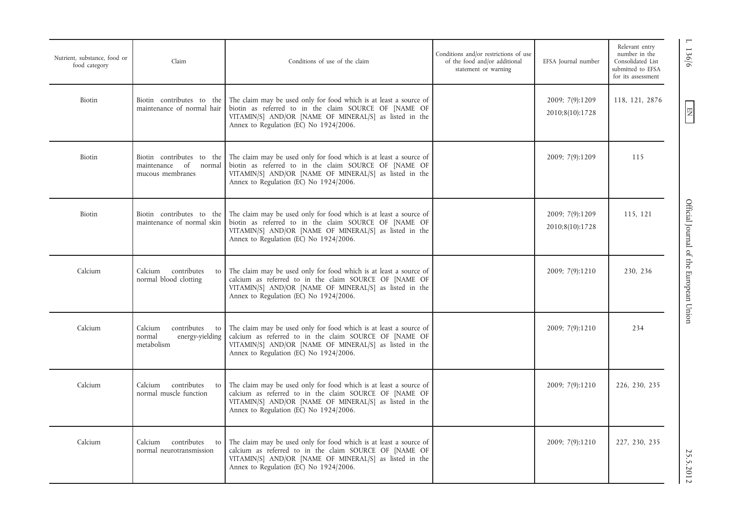| Nutrient, substance, food or food category | Claim | Conditions of use of the claim | Conditions and/or restrictions of use of the food and/or additional statement or warning | EFSA Journal number | Relevant entry number in the Consolidated List submitted to EFSA for its assessment |
|---|---|---|---|---|---|
| Biotin | Biotin contributes to the maintenance of normal hair | The claim may be used only for food which is at least a source of biotin as referred to in the claim SOURCE OF [NAME OF VITAMIN/S] AND/OR [NAME OF MINERAL/S] as listed in the Annex to Regulation (EC) No 1924/2006. | | 2009; 7(9):1209<br>2010;8(10):1728 | 118, 121, 2876 |
| Biotin | Biotin contributes to the maintenance of normal mucous membranes | The claim may be used only for food which is at least a source of biotin as referred to in the claim SOURCE OF [NAME OF VITAMIN/S] AND/OR [NAME OF MINERAL/S] as listed in the Annex to Regulation (EC) No 1924/2006. | | 2009; 7(9):1209 | 115 |
| Biotin | Biotin contributes to the maintenance of normal skin | The claim may be used only for food which is at least a source of biotin as referred to in the claim SOURCE OF [NAME OF VITAMIN/S] AND/OR [NAME OF MINERAL/S] as listed in the Annex to Regulation (EC) No 1924/2006. | | 2009; 7(9):1209<br>2010;8(10):1728 | 115, 121 |
| Calcium | Calcium contributes to normal blood clotting | The claim may be used only for food which is at least a source of calcium as referred to in the claim SOURCE OF [NAME OF VITAMIN/S] AND/OR [NAME OF MINERAL/S] as listed in the Annex to Regulation (EC) No 1924/2006. | | 2009; 7(9):1210 | 230, 236 |
| Calcium | Calcium contributes to normal energy-yielding metabolism | The claim may be used only for food which is at least a source of calcium as referred to in the claim SOURCE OF [NAME OF VITAMIN/S] AND/OR [NAME OF MINERAL/S] as listed in the Annex to Regulation (EC) No 1924/2006. | | 2009; 7(9):1210 | 234 |
| Calcium | Calcium contributes to normal muscle function | The claim may be used only for food which is at least a source of calcium as referred to in the claim SOURCE OF [NAME OF VITAMIN/S] AND/OR [NAME OF MINERAL/S] as listed in the Annex to Regulation (EC) No 1924/2006. | | 2009; 7(9):1210 | 226, 230, 235 |
| Calcium | Calcium contributes to normal neurotransmission | The claim may be used only for food which is at least a source of calcium as referred to in the claim SOURCE OF [NAME OF VITAMIN/S] AND/OR [NAME OF MINERAL/S] as listed in the Annex to Regulation (EC) No 1924/2006. | | 2009; 7(9):1210 | 227, 230, 235 |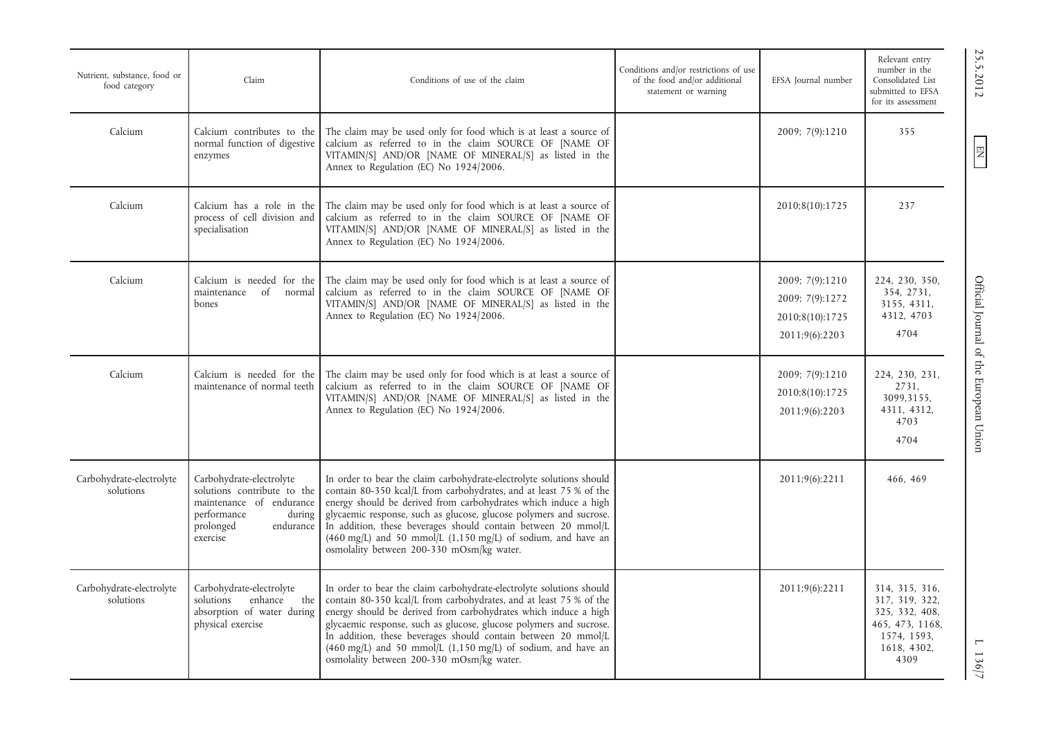| Nutrient, substance, food or food category | Claim | Conditions of use of the claim | Conditions and/or restrictions of use of the food and/or additional statement or warning | EFSA Journal number | Relevant entry number in the Consolidated List submitted to EFSA for its assessment |
|---|---|---|---|---|---|
| Calcium | Calcium contributes to the normal function of digestive enzymes | The claim may be used only for food which is at least a source of calcium as referred to in the claim SOURCE OF [NAME OF VITAMIN/S] AND/OR [NAME OF MINERAL/S] as listed in the Annex to Regulation (EC) No 1924/2006. | | 2009; 7(9):1210 | 355 |
| Calcium | Calcium has a role in the process of cell division and specialisation | The claim may be used only for food which is at least a source of calcium as referred to in the claim SOURCE OF [NAME OF VITAMIN/S] AND/OR [NAME OF MINERAL/S] as listed in the Annex to Regulation (EC) No 1924/2006. | | 2010;8(10):1725 | 237 |
| Calcium | Calcium is needed for the maintenance of normal bones | The claim may be used only for food which is at least a source of calcium as referred to in the claim SOURCE OF [NAME OF VITAMIN/S] AND/OR [NAME OF MINERAL/S] as listed in the Annex to Regulation (EC) No 1924/2006. | | 2009; 7(9):1210<br>2009; 7(9):1272<br>2010;8(10):1725<br>2011;9(6):2203 | 224, 230, 350, 354, 2731, 3155, 4311, 4312, 4703<br>4704 |
| Calcium | Calcium is needed for the maintenance of normal teeth | The claim may be used only for food which is at least a source of calcium as referred to in the claim SOURCE OF [NAME OF VITAMIN/S] AND/OR [NAME OF MINERAL/S] as listed in the Annex to Regulation (EC) No 1924/2006. | | 2009; 7(9):1210<br>2010;8(10):1725<br>2011;9(6):2203 | 224, 230, 231, 2731, 3099,3155, 4311, 4312, 4703<br>4704 |
| Carbohydrate-electrolyte solutions | Carbohydrate-electrolyte solutions contribute to the maintenance of endurance performance during prolonged endurance exercise | In order to bear the claim carbohydrate-electrolyte solutions should contain 80-350 kcal/L from carbohydrates, and at least 75 % of the energy should be derived from carbohydrates which induce a high glycaemic response, such as glucose, glucose polymers and sucrose. In addition, these beverages should contain between 20 mmol/L (460 mg/L) and 50 mmol/L (1,150 mg/L) of sodium, and have an osmolality between 200-330 mOsm/kg water. | | 2011;9(6):2211 | 466, 469 |
| Carbohydrate-electrolyte solutions | Carbohydrate-electrolyte solutions enhance the absorption of water during physical exercise | In order to bear the claim carbohydrate-electrolyte solutions should contain 80-350 kcal/L from carbohydrates, and at least 75 % of the energy should be derived from carbohydrates which induce a high glycaemic response, such as glucose, glucose polymers and sucrose. In addition, these beverages should contain between 20 mmol/L (460 mg/L) and 50 mmol/L (1,150 mg/L) of sodium, and have an osmolality between 200-330 mOsm/kg water. | | 2011;9(6):2211 | 314, 315, 316, 317, 319, 322, 325, 332, 408, 465, 473, 1168, 1574, 1593, 1618, 4302, 4309 |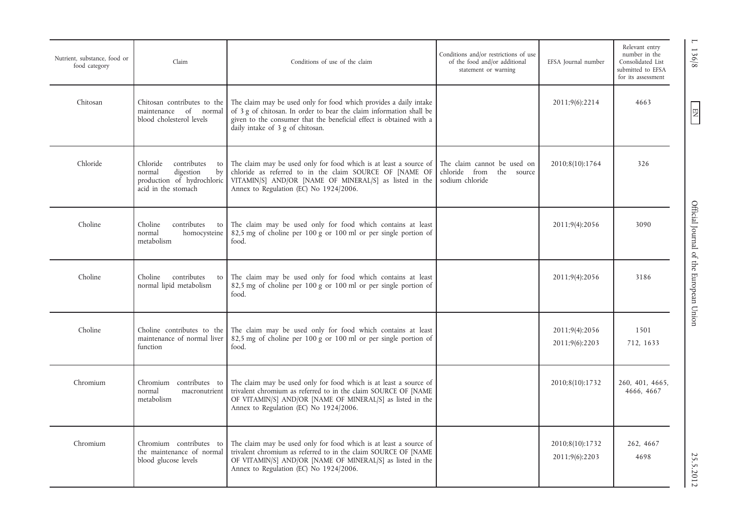| Nutrient, substance, food or food category | Claim | Conditions of use of the claim | Conditions and/or restrictions of use of the food and/or additional statement or warning | EFSA Journal number | Relevant entry number in the Consolidated List submitted to EFSA for its assessment |
|---|---|---|---|---|---|
| Chitosan | Chitosan contributes to the maintenance of normal blood cholesterol levels | The claim may be used only for food which provides a daily intake of 3 g of chitosan. In order to bear the claim information shall be given to the consumer that the beneficial effect is obtained with a daily intake of 3 g of chitosan. | | 2011;9(6):2214 | 4663 |
| Chloride | Chloride contributes to normal digestion by production of hydrochloric acid in the stomach | The claim may be used only for food which is at least a source of chloride as referred to in the claim SOURCE OF [NAME OF VITAMIN/S] AND/OR [NAME OF MINERAL/S] as listed in the Annex to Regulation (EC) No 1924/2006. | The claim cannot be used on chloride from the source sodium chloride | 2010;8(10):1764 | 326 |
| Choline | Choline contributes to normal homocysteine metabolism | The claim may be used only for food which contains at least 82,5 mg of choline per 100 g or 100 ml or per single portion of food. | | 2011;9(4):2056 | 3090 |
| Choline | Choline contributes to normal lipid metabolism | The claim may be used only for food which contains at least 82,5 mg of choline per 100 g or 100 ml or per single portion of food. | | 2011;9(4):2056 | 3186 |
| Choline | Choline contributes to the maintenance of normal liver function | The claim may be used only for food which contains at least 82,5 mg of choline per 100 g or 100 ml or per single portion of food. | | 2011;9(4):2056<br>2011;9(6):2203 | 1501<br>712, 1633 |
| Chromium | Chromium contributes to normal macronutrient metabolism | The claim may be used only for food which is at least a source of trivalent chromium as referred to in the claim SOURCE OF [NAME OF VITAMIN/S] AND/OR [NAME OF MINERAL/S] as listed in the Annex to Regulation (EC) No 1924/2006. | | 2010;8(10):1732 | 260, 401, 4665, 4666, 4667 |
| Chromium | Chromium contributes to the maintenance of normal blood glucose levels | The claim may be used only for food which is at least a source of trivalent chromium as referred to in the claim SOURCE OF [NAME OF VITAMIN/S] AND/OR [NAME OF MINERAL/S] as listed in the Annex to Regulation (EC) No 1924/2006. | | 2010;8(10):1732<br>2011;9(6):2203 | 262, 4667<br>4698 |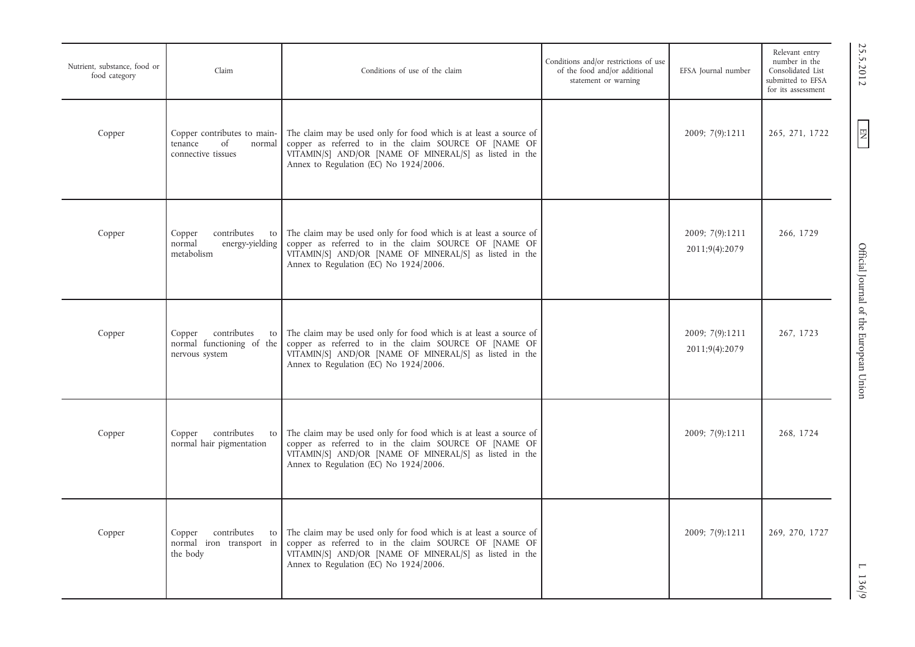| Nutrient, substance, food or food category | Claim | Conditions of use of the claim | Conditions and/or restrictions of use of the food and/or additional statement or warning | EFSA Journal number | Relevant entry number in the Consolidated List submitted to EFSA for its assessment |
|---|---|---|---|---|---|
| Copper | Copper contributes to maintenance of normal connective tissues | The claim may be used only for food which is at least a source of copper as referred to in the claim SOURCE OF [NAME OF VITAMIN/S] AND/OR [NAME OF MINERAL/S] as listed in the Annex to Regulation (EC) No 1924/2006. | | 2009; 7(9):1211 | 265, 271, 1722 |
| Copper | Copper contributes to normal energy-yielding metabolism | The claim may be used only for food which is at least a source of copper as referred to in the claim SOURCE OF [NAME OF VITAMIN/S] AND/OR [NAME OF MINERAL/S] as listed in the Annex to Regulation (EC) No 1924/2006. | | 2009; 7(9):1211<br>2011;9(4):2079 | 266, 1729 |
| Copper | Copper contributes to normal functioning of the nervous system | The claim may be used only for food which is at least a source of copper as referred to in the claim SOURCE OF [NAME OF VITAMIN/S] AND/OR [NAME OF MINERAL/S] as listed in the Annex to Regulation (EC) No 1924/2006. | | 2009; 7(9):1211<br>2011;9(4):2079 | 267, 1723 |
| Copper | Copper contributes to normal hair pigmentation | The claim may be used only for food which is at least a source of copper as referred to in the claim SOURCE OF [NAME OF VITAMIN/S] AND/OR [NAME OF MINERAL/S] as listed in the Annex to Regulation (EC) No 1924/2006. | | 2009; 7(9):1211 | 268, 1724 |
| Copper | Copper contributes to normal iron transport in the body | The claim may be used only for food which is at least a source of copper as referred to in the claim SOURCE OF [NAME OF VITAMIN/S] AND/OR [NAME OF MINERAL/S] as listed in the Annex to Regulation (EC) No 1924/2006. | | 2009; 7(9):1211 | 269, 270, 1727 |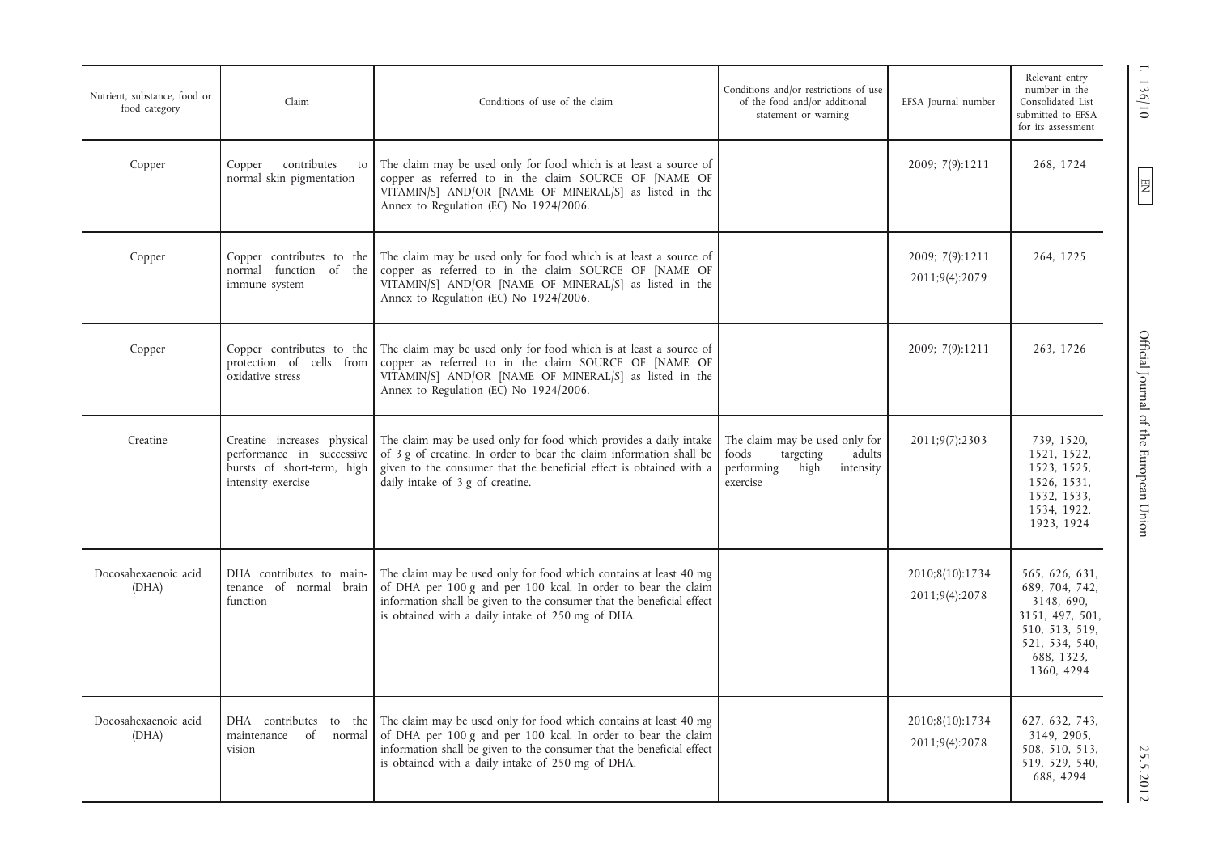| Nutrient, substance, food or food category | Claim | Conditions of use of the claim | Conditions and/or restrictions of use of the food and/or additional statement or warning | EFSA Journal number | Relevant entry number in the Consolidated List submitted to EFSA for its assessment |
|---|---|---|---|---|---|
| Copper | Copper contributes to normal skin pigmentation | The claim may be used only for food which is at least a source of copper as referred to in the claim SOURCE OF [NAME OF VITAMIN/S] AND/OR [NAME OF MINERAL/S] as listed in the Annex to Regulation (EC) No 1924/2006. | | 2009; 7(9):1211 | 268, 1724 |
| Copper | Copper contributes to the normal function of the immune system | The claim may be used only for food which is at least a source of copper as referred to in the claim SOURCE OF [NAME OF VITAMIN/S] AND/OR [NAME OF MINERAL/S] as listed in the Annex to Regulation (EC) No 1924/2006. | | 2009; 7(9):1211<br>2011;9(4):2079 | 264, 1725 |
| Copper | Copper contributes to the protection of cells from oxidative stress | The claim may be used only for food which is at least a source of copper as referred to in the claim SOURCE OF [NAME OF VITAMIN/S] AND/OR [NAME OF MINERAL/S] as listed in the Annex to Regulation (EC) No 1924/2006. | | 2009; 7(9):1211 | 263, 1726 |
| Creatine | Creatine increases physical performance in successive bursts of short-term, high intensity exercise | The claim may be used only for food which provides a daily intake of 3 g of creatine. In order to bear the claim information shall be given to the consumer that the beneficial effect is obtained with a daily intake of 3 g of creatine. | The claim may be used only for foods targeting adults performing high intensity exercise | 2011;9(7):2303 | 739, 1520, 1521, 1522, 1523, 1525, 1526, 1531, 1532, 1533, 1534, 1922, 1923, 1924 |
| Docosahexaenoic acid (DHA) | DHA contributes to maintenance of normal brain function | The claim may be used only for food which contains at least 40 mg of DHA per 100 g and per 100 kcal. In order to bear the claim information shall be given to the consumer that the beneficial effect is obtained with a daily intake of 250 mg of DHA. | | 2010;8(10):1734<br>2011;9(4):2078 | 565, 626, 631, 689, 704, 742, 3148, 690, 3151, 497, 501, 510, 513, 519, 521, 534, 540, 688, 1323, 1360, 4294 |
| Docosahexaenoic acid (DHA) | DHA contributes to the maintenance of normal vision | The claim may be used only for food which contains at least 40 mg of DHA per 100 g and per 100 kcal. In order to bear the claim information shall be given to the consumer that the beneficial effect is obtained with a daily intake of 250 mg of DHA. | | 2010;8(10):1734<br>2011;9(4):2078 | 627, 632, 743, 3149, 2905, 508, 510, 513, 519, 529, 540, 688, 4294 |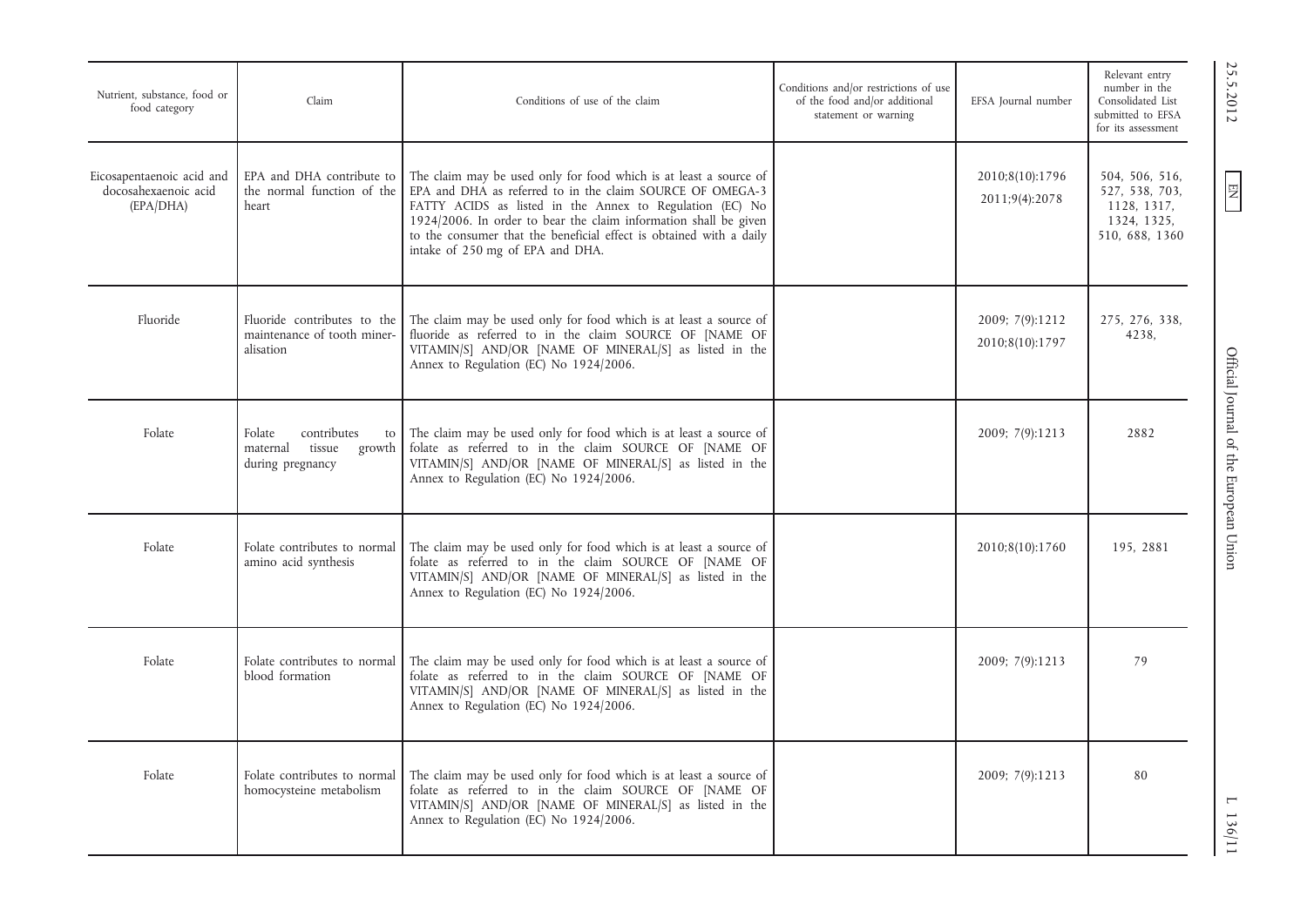| Nutrient, substance, food or food category | Claim | Conditions of use of the claim | Conditions and/or restrictions of use of the food and/or additional statement or warning | EFSA Journal number | Relevant entry number in the Consolidated List submitted to EFSA for its assessment |
|---|---|---|---|---|---|
| Eicosapentaenoic acid and docosahexaenoic acid (EPA/DHA) | EPA and DHA contribute to the normal function of the heart | The claim may be used only for food which is at least a source of EPA and DHA as referred to in the claim SOURCE OF OMEGA-3 FATTY ACIDS as listed in the Annex to Regulation (EC) No 1924/2006. In order to bear the claim information shall be given to the consumer that the beneficial effect is obtained with a daily intake of 250 mg of EPA and DHA. | | 2010;8(10):1796 2011;9(4):2078 | 504, 506, 516, 527, 538, 703, 1128, 1317, 1324, 1325, 510, 688, 1360 |
| Fluoride | Fluoride contributes to the maintenance of tooth mineralisation | The claim may be used only for food which is at least a source of fluoride as referred to in the claim SOURCE OF [NAME OF VITAMIN/S] AND/OR [NAME OF MINERAL/S] as listed in the Annex to Regulation (EC) No 1924/2006. | | 2009; 7(9):1212 2010;8(10):1797 | 275, 276, 338, 4238, |
| Folate | Folate contributes to maternal tissue growth during pregnancy | The claim may be used only for food which is at least a source of folate as referred to in the claim SOURCE OF [NAME OF VITAMIN/S] AND/OR [NAME OF MINERAL/S] as listed in the Annex to Regulation (EC) No 1924/2006. | | 2009; 7(9):1213 | 2882 |
| Folate | Folate contributes to normal amino acid synthesis | The claim may be used only for food which is at least a source of folate as referred to in the claim SOURCE OF [NAME OF VITAMIN/S] AND/OR [NAME OF MINERAL/S] as listed in the Annex to Regulation (EC) No 1924/2006. | | 2010;8(10):1760 | 195, 2881 |
| Folate | Folate contributes to normal blood formation | The claim may be used only for food which is at least a source of folate as referred to in the claim SOURCE OF [NAME OF VITAMIN/S] AND/OR [NAME OF MINERAL/S] as listed in the Annex to Regulation (EC) No 1924/2006. | | 2009; 7(9):1213 | 79 |
| Folate | Folate contributes to normal homocysteine metabolism | The claim may be used only for food which is at least a source of folate as referred to in the claim SOURCE OF [NAME OF VITAMIN/S] AND/OR [NAME OF MINERAL/S] as listed in the Annex to Regulation (EC) No 1924/2006. | | 2009; 7(9):1213 | 80 |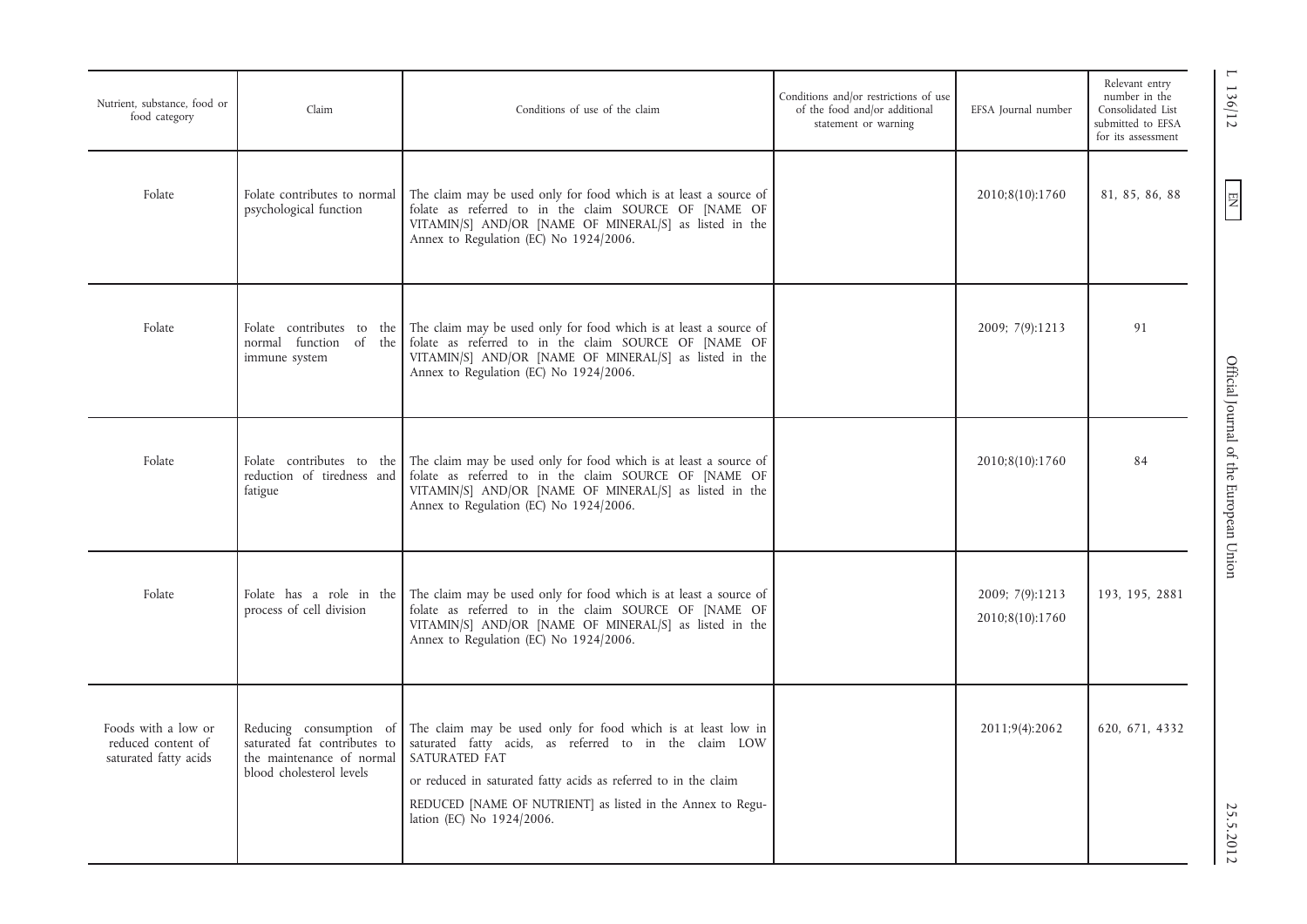| Nutrient, substance, food or food category | Claim | Conditions of use of the claim | Conditions and/or restrictions of use of the food and/or additional statement or warning | EFSA Journal number | Relevant entry number in the Consolidated List submitted to EFSA for its assessment |
|---|---|---|---|---|---|
| Folate | Folate contributes to normal psychological function | The claim may be used only for food which is at least a source of folate as referred to in the claim SOURCE OF [NAME OF VITAMIN/S] AND/OR [NAME OF MINERAL/S] as listed in the Annex to Regulation (EC) No 1924/2006. | | 2010;8(10):1760 | 81, 85, 86, 88 |
| Folate | Folate contributes to the normal function of the immune system | The claim may be used only for food which is at least a source of folate as referred to in the claim SOURCE OF [NAME OF VITAMIN/S] AND/OR [NAME OF MINERAL/S] as listed in the Annex to Regulation (EC) No 1924/2006. | | 2009; 7(9):1213 | 91 |
| Folate | Folate contributes to the reduction of tiredness and fatigue | The claim may be used only for food which is at least a source of folate as referred to in the claim SOURCE OF [NAME OF VITAMIN/S] AND/OR [NAME OF MINERAL/S] as listed in the Annex to Regulation (EC) No 1924/2006. | | 2010;8(10):1760 | 84 |
| Folate | Folate has a role in the process of cell division | The claim may be used only for food which is at least a source of folate as referred to in the claim SOURCE OF [NAME OF VITAMIN/S] AND/OR [NAME OF MINERAL/S] as listed in the Annex to Regulation (EC) No 1924/2006. | | 2009; 7(9):1213<br>2010;8(10):1760 | 193, 195, 2881 |
| Foods with a low or reduced content of saturated fatty acids | Reducing consumption of saturated fat contributes to the maintenance of normal blood cholesterol levels | The claim may be used only for food which is at least low in saturated fatty acids, as referred to in the claim LOW SATURATED FAT<br>or reduced in saturated fatty acids as referred to in the claim<br>REDUCED [NAME OF NUTRIENT] as listed in the Annex to Regulation (EC) No 1924/2006. | | 2011;9(4):2062 | 620, 671, 4332 |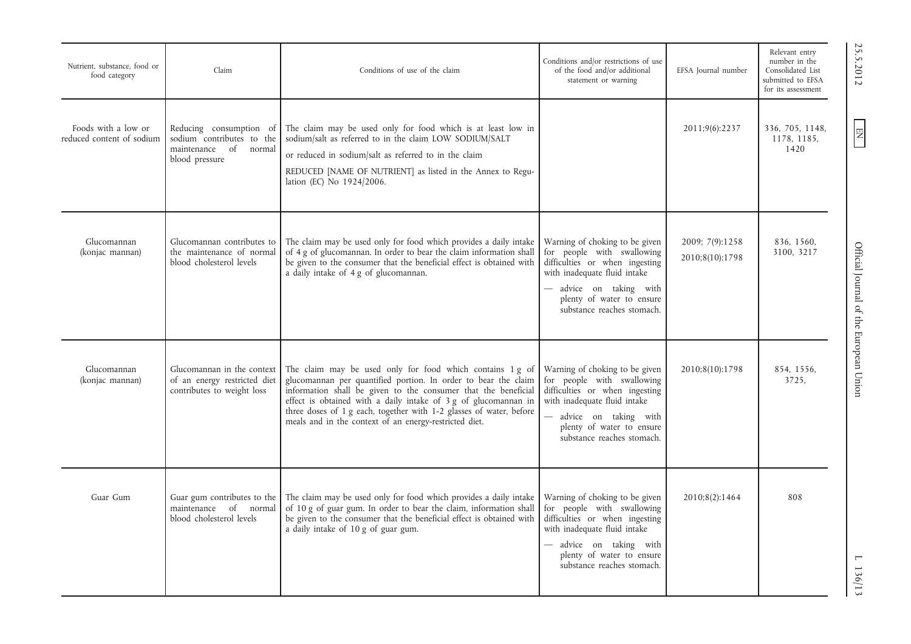| Nutrient, substance, food or food category | Claim | Conditions of use of the claim | Conditions and/or restrictions of use of the food and/or additional statement or warning | EFSA Journal number | Relevant entry number in the Consolidated List submitted to EFSA for its assessment |
|---|---|---|---|---|---|
| Foods with a low or reduced content of sodium | Reducing consumption of sodium contributes to the maintenance of normal blood pressure | The claim may be used only for food which is at least low in sodium/salt as referred to in the claim LOW SODIUM/SALT or reduced in sodium/salt as referred to in the claim REDUCED [NAME OF NUTRIENT] as listed in the Annex to Regulation (EC) No 1924/2006. | | 2011;9(6):2237 | 336, 705, 1148, 1178, 1185, 1420 |
| Glucomannan (konjac mannan) | Glucomannan contributes to the maintenance of normal blood cholesterol levels | The claim may be used only for food which provides a daily intake of 4 g of glucomannan. In order to bear the claim information shall be given to the consumer that the beneficial effect is obtained with a daily intake of 4 g of glucomannan. | Warning of choking to be given for people with swallowing difficulties or when ingesting with inadequate fluid intake — advice on taking with plenty of water to ensure substance reaches stomach. | 2009; 7(9):1258 2010;8(10):1798 | 836, 1560, 3100, 3217 |
| Glucomannan (konjac mannan) | Glucomannan in the context of an energy restricted diet contributes to weight loss | The claim may be used only for food which contains 1 g of glucomannan per quantified portion. In order to bear the claim information shall be given to the consumer that the beneficial effect is obtained with a daily intake of 3 g of glucomannan in three doses of 1 g each, together with 1-2 glasses of water, before meals and in the context of an energy-restricted diet. | Warning of choking to be given for people with swallowing difficulties or when ingesting with inadequate fluid intake — advice on taking with plenty of water to ensure substance reaches stomach. | 2010;8(10):1798 | 854, 1556, 3725, |
| Guar Gum | Guar gum contributes to the maintenance of normal blood cholesterol levels | The claim may be used only for food which provides a daily intake of 10 g of guar gum. In order to bear the claim, information shall be given to the consumer that the beneficial effect is obtained with a daily intake of 10 g of guar gum. | Warning of choking to be given for people with swallowing difficulties or when ingesting with inadequate fluid intake — advice on taking with plenty of water to ensure substance reaches stomach. | 2010;8(2):1464 | 808 |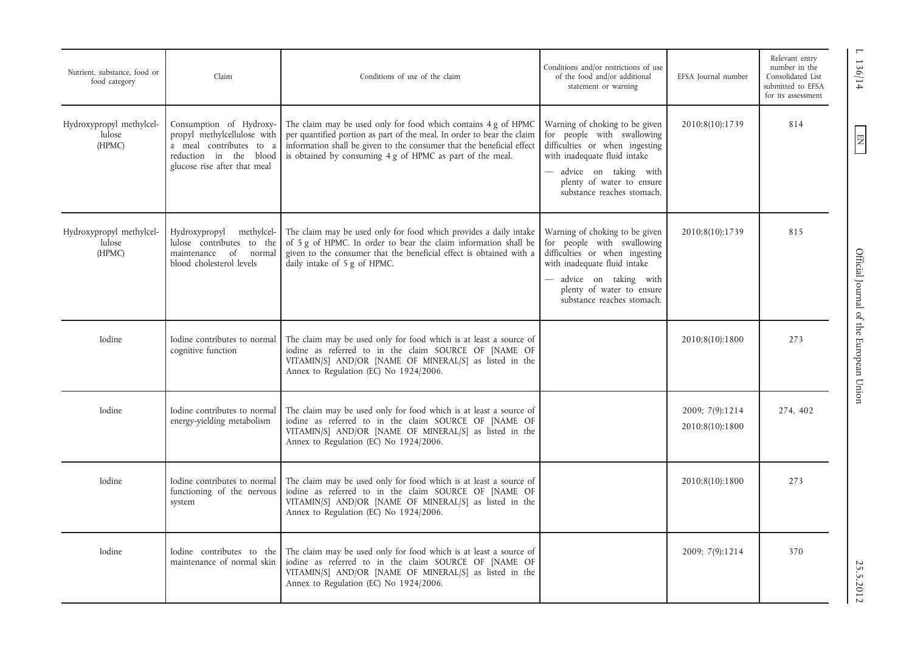| Nutrient, substance, food or food category | Claim | Conditions of use of the claim | Conditions and/or restrictions of use of the food and/or additional statement or warning | EFSA Journal number | Relevant entry number in the Consolidated List submitted to EFSA for its assessment |
|---|---|---|---|---|---|
| Hydroxypropyl methylcellulose (HPMC) | Consumption of Hydroxypropyl methylcellulose with a meal contributes to a reduction in the blood glucose rise after that meal | The claim may be used only for food which contains 4 g of HPMC per quantified portion as part of the meal. In order to bear the claim information shall be given to the consumer that the beneficial effect is obtained by consuming 4 g of HPMC as part of the meal. | Warning of choking to be given for people with swallowing difficulties or when ingesting with inadequate fluid intake<br>— advice on taking with plenty of water to ensure substance reaches stomach. | 2010;8(10):1739 | 814 |
| Hydroxypropyl methylcellulose (HPMC) | Hydroxypropyl methylcellulose contributes to the maintenance of normal blood cholesterol levels | The claim may be used only for food which provides a daily intake of 5 g of HPMC. In order to bear the claim information shall be given to the consumer that the beneficial effect is obtained with a daily intake of 5 g of HPMC. | Warning of choking to be given for people with swallowing difficulties or when ingesting with inadequate fluid intake<br>— advice on taking with plenty of water to ensure substance reaches stomach. | 2010;8(10):1739 | 815 |
| Iodine | Iodine contributes to normal cognitive function | The claim may be used only for food which is at least a source of iodine as referred to in the claim SOURCE OF [NAME OF VITAMIN/S] AND/OR [NAME OF MINERAL/S] as listed in the Annex to Regulation (EC) No 1924/2006. | | 2010;8(10):1800 | 273 |
| Iodine | Iodine contributes to normal energy-yielding metabolism | The claim may be used only for food which is at least a source of iodine as referred to in the claim SOURCE OF [NAME OF VITAMIN/S] AND/OR [NAME OF MINERAL/S] as listed in the Annex to Regulation (EC) No 1924/2006. | | 2009; 7(9):1214<br>2010;8(10):1800 | 274, 402 |
| Iodine | Iodine contributes to normal functioning of the nervous system | The claim may be used only for food which is at least a source of iodine as referred to in the claim SOURCE OF [NAME OF VITAMIN/S] AND/OR [NAME OF MINERAL/S] as listed in the Annex to Regulation (EC) No 1924/2006. | | 2010;8(10):1800 | 273 |
| Iodine | Iodine contributes to the maintenance of normal skin | The claim may be used only for food which is at least a source of iodine as referred to in the claim SOURCE OF [NAME OF VITAMIN/S] AND/OR [NAME OF MINERAL/S] as listed in the Annex to Regulation (EC) No 1924/2006. | | 2009; 7(9):1214 | 370 |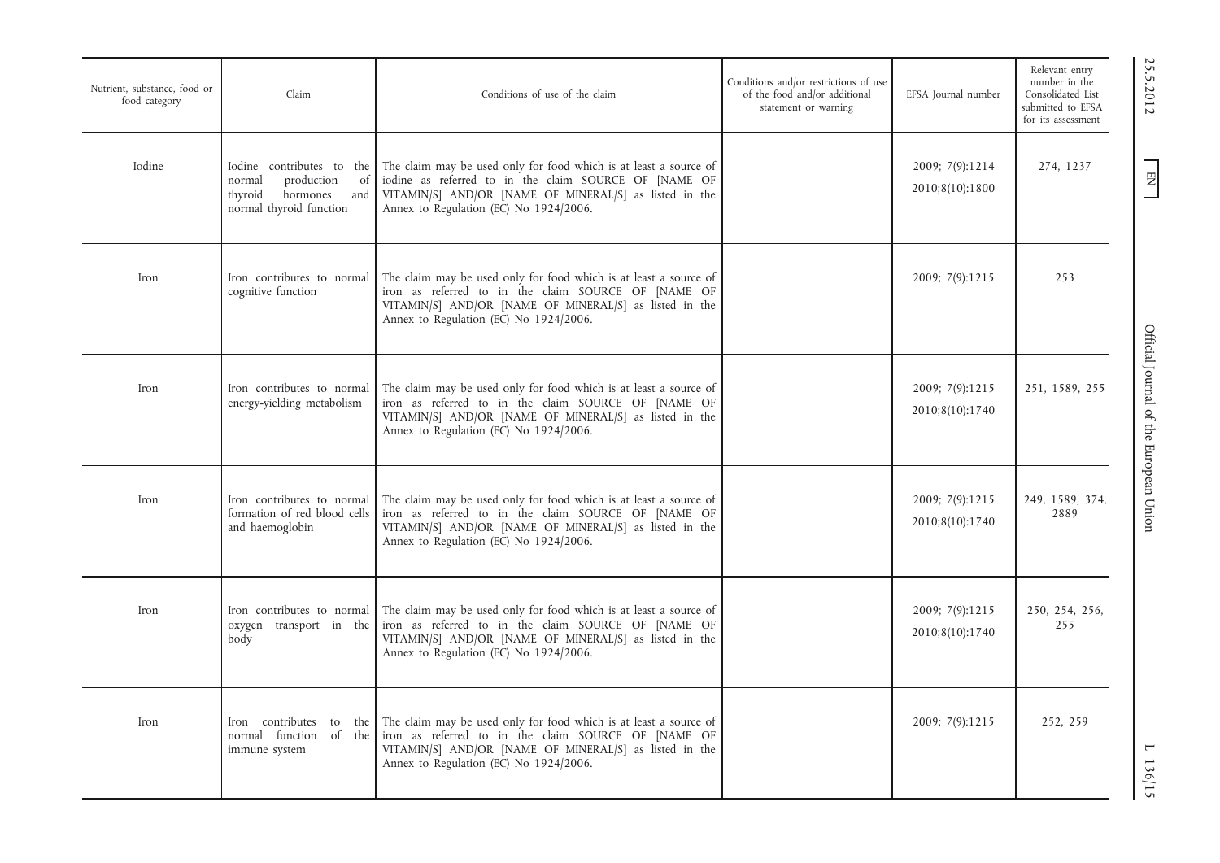| Nutrient, substance, food or food category | Claim | Conditions of use of the claim | Conditions and/or restrictions of use of the food and/or additional statement or warning | EFSA Journal number | Relevant entry number in the Consolidated List submitted to EFSA for its assessment |
|---|---|---|---|---|---|
| Iodine | Iodine contributes to the normal production of thyroid hormones and normal thyroid function | The claim may be used only for food which is at least a source of iodine as referred to in the claim SOURCE OF [NAME OF VITAMIN/S] AND/OR [NAME OF MINERAL/S] as listed in the Annex to Regulation (EC) No 1924/2006. | | 2009; 7(9):1214 2010;8(10):1800 | 274, 1237 |
| Iron | Iron contributes to normal cognitive function | The claim may be used only for food which is at least a source of iron as referred to in the claim SOURCE OF [NAME OF VITAMIN/S] AND/OR [NAME OF MINERAL/S] as listed in the Annex to Regulation (EC) No 1924/2006. | | 2009; 7(9):1215 | 253 |
| Iron | Iron contributes to normal energy-yielding metabolism | The claim may be used only for food which is at least a source of iron as referred to in the claim SOURCE OF [NAME OF VITAMIN/S] AND/OR [NAME OF MINERAL/S] as listed in the Annex to Regulation (EC) No 1924/2006. | | 2009; 7(9):1215 2010;8(10):1740 | 251, 1589, 255 |
| Iron | Iron contributes to normal formation of red blood cells and haemoglobin | The claim may be used only for food which is at least a source of iron as referred to in the claim SOURCE OF [NAME OF VITAMIN/S] AND/OR [NAME OF MINERAL/S] as listed in the Annex to Regulation (EC) No 1924/2006. | | 2009; 7(9):1215 2010;8(10):1740 | 249, 1589, 374, 2889 |
| Iron | Iron contributes to normal oxygen transport in the body | The claim may be used only for food which is at least a source of iron as referred to in the claim SOURCE OF [NAME OF VITAMIN/S] AND/OR [NAME OF MINERAL/S] as listed in the Annex to Regulation (EC) No 1924/2006. | | 2009; 7(9):1215 2010;8(10):1740 | 250, 254, 256, 255 |
| Iron | Iron contributes to the normal function of the immune system | The claim may be used only for food which is at least a source of iron as referred to in the claim SOURCE OF [NAME OF VITAMIN/S] AND/OR [NAME OF MINERAL/S] as listed in the Annex to Regulation (EC) No 1924/2006. | | 2009; 7(9):1215 | 252, 259 |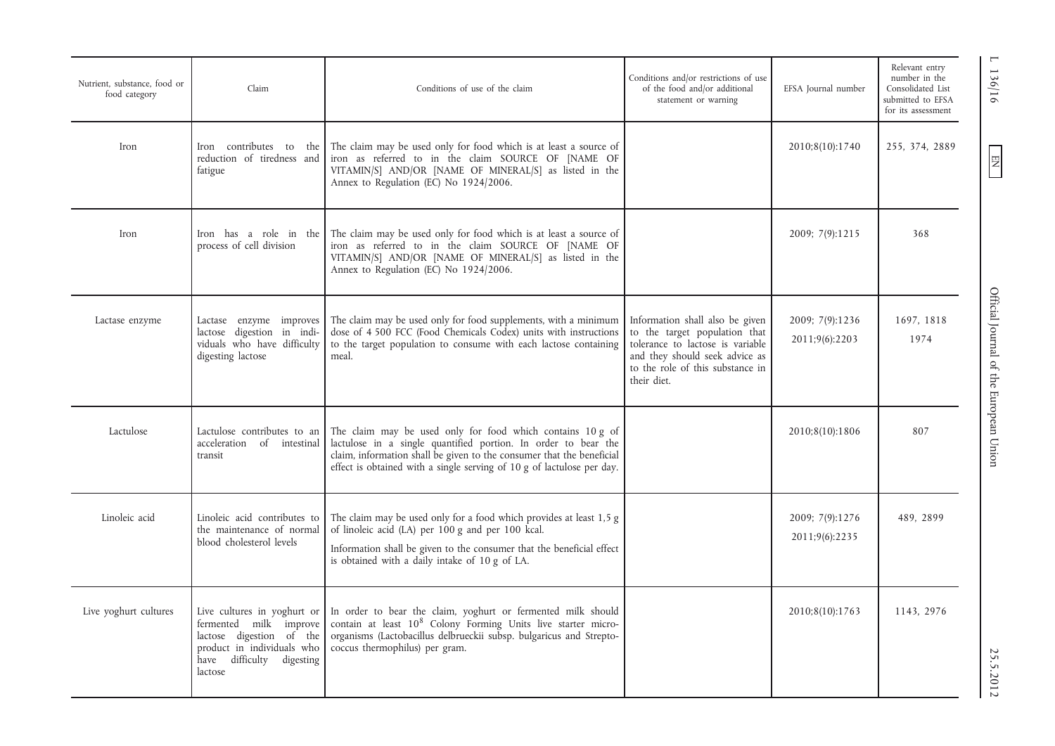| Nutrient, substance, food or food category | Claim | Conditions of use of the claim | Conditions and/or restrictions of use of the food and/or additional statement or warning | EFSA Journal number | Relevant entry number in the Consolidated List submitted to EFSA for its assessment |
|---|---|---|---|---|---|
| Iron | Iron contributes to the reduction of tiredness and fatigue | The claim may be used only for food which is at least a source of iron as referred to in the claim SOURCE OF [NAME OF VITAMIN/S] AND/OR [NAME OF MINERAL/S] as listed in the Annex to Regulation (EC) No 1924/2006. | | 2010;8(10):1740 | 255, 374, 2889 |
| Iron | Iron has a role in the process of cell division | The claim may be used only for food which is at least a source of iron as referred to in the claim SOURCE OF [NAME OF VITAMIN/S] AND/OR [NAME OF MINERAL/S] as listed in the Annex to Regulation (EC) No 1924/2006. | | 2009; 7(9):1215 | 368 |
| Lactase enzyme | Lactase enzyme improves lactose digestion in individuals who have difficulty digesting lactose | The claim may be used only for food supplements, with a minimum dose of 4 500 FCC (Food Chemicals Codex) units with instructions to the target population to consume with each lactose containing meal. | Information shall also be given to the target population that tolerance to lactose is variable and they should seek advice as to the role of this substance in their diet. | 2009; 7(9):1236<br>2011;9(6):2203 | 1697, 1818<br>1974 |
| Lactulose | Lactulose contributes to an acceleration of intestinal transit | The claim may be used only for food which contains 10 g of lactulose in a single quantified portion. In order to bear the claim, information shall be given to the consumer that the beneficial effect is obtained with a single serving of 10 g of lactulose per day. | | 2010;8(10):1806 | 807 |
| Linoleic acid | Linoleic acid contributes to the maintenance of normal blood cholesterol levels | The claim may be used only for a food which provides at least 1,5 g of linoleic acid (LA) per 100 g and per 100 kcal.<br>Information shall be given to the consumer that the beneficial effect is obtained with a daily intake of 10 g of LA. | | 2009; 7(9):1276<br>2011;9(6):2235 | 489, 2899 |
| Live yoghurt cultures | Live cultures in yoghurt or fermented milk improve lactose digestion of the product in individuals who have difficulty digesting lactose | In order to bear the claim, yoghurt or fermented milk should contain at least $10^8$ Colony Forming Units live starter microorganisms (Lactobacillus delbrueckii subsp. bulgaricus and Streptococcus thermophilus) per gram. | | 2010;8(10):1763 | 1143, 2976 |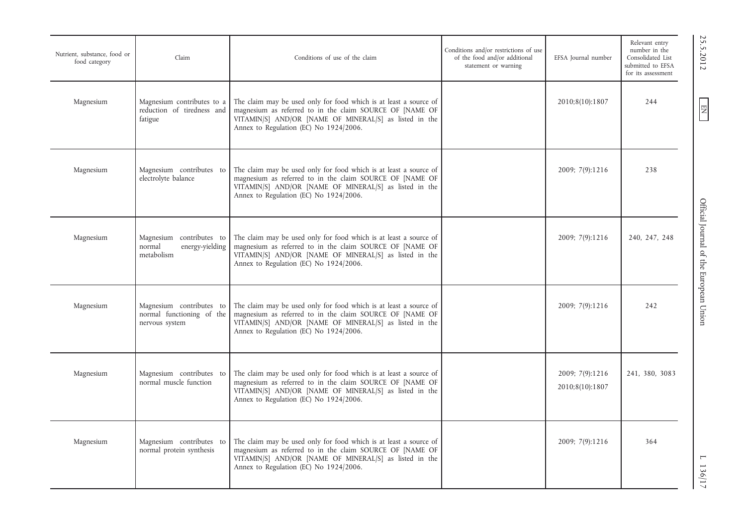| Nutrient, substance, food or food category | Claim | Conditions of use of the claim | Conditions and/or restrictions of use of the food and/or additional statement or warning | EFSA Journal number | Relevant entry number in the Consolidated List submitted to EFSA for its assessment |
|---|---|---|---|---|---|
| Magnesium | Magnesium contributes to a reduction of tiredness and fatigue | The claim may be used only for food which is at least a source of magnesium as referred to in the claim SOURCE OF [NAME OF VITAMIN/S] AND/OR [NAME OF MINERAL/S] as listed in the Annex to Regulation (EC) No 1924/2006. | | 2010;8(10):1807 | 244 |
| Magnesium | Magnesium contributes to electrolyte balance | The claim may be used only for food which is at least a source of magnesium as referred to in the claim SOURCE OF [NAME OF VITAMIN/S] AND/OR [NAME OF MINERAL/S] as listed in the Annex to Regulation (EC) No 1924/2006. | | 2009; 7(9):1216 | 238 |
| Magnesium | Magnesium contributes to normal energy-yielding metabolism | The claim may be used only for food which is at least a source of magnesium as referred to in the claim SOURCE OF [NAME OF VITAMIN/S] AND/OR [NAME OF MINERAL/S] as listed in the Annex to Regulation (EC) No 1924/2006. | | 2009; 7(9):1216 | 240, 247, 248 |
| Magnesium | Magnesium contributes to normal functioning of the nervous system | The claim may be used only for food which is at least a source of magnesium as referred to in the claim SOURCE OF [NAME OF VITAMIN/S] AND/OR [NAME OF MINERAL/S] as listed in the Annex to Regulation (EC) No 1924/2006. | | 2009; 7(9):1216 | 242 |
| Magnesium | Magnesium contributes to normal muscle function | The claim may be used only for food which is at least a source of magnesium as referred to in the claim SOURCE OF [NAME OF VITAMIN/S] AND/OR [NAME OF MINERAL/S] as listed in the Annex to Regulation (EC) No 1924/2006. | | 2009; 7(9):1216<br>2010;8(10):1807 | 241, 380, 3083 |
| Magnesium | Magnesium contributes to normal protein synthesis | The claim may be used only for food which is at least a source of magnesium as referred to in the claim SOURCE OF [NAME OF VITAMIN/S] AND/OR [NAME OF MINERAL/S] as listed in the Annex to Regulation (EC) No 1924/2006. | | 2009; 7(9):1216 | 364 |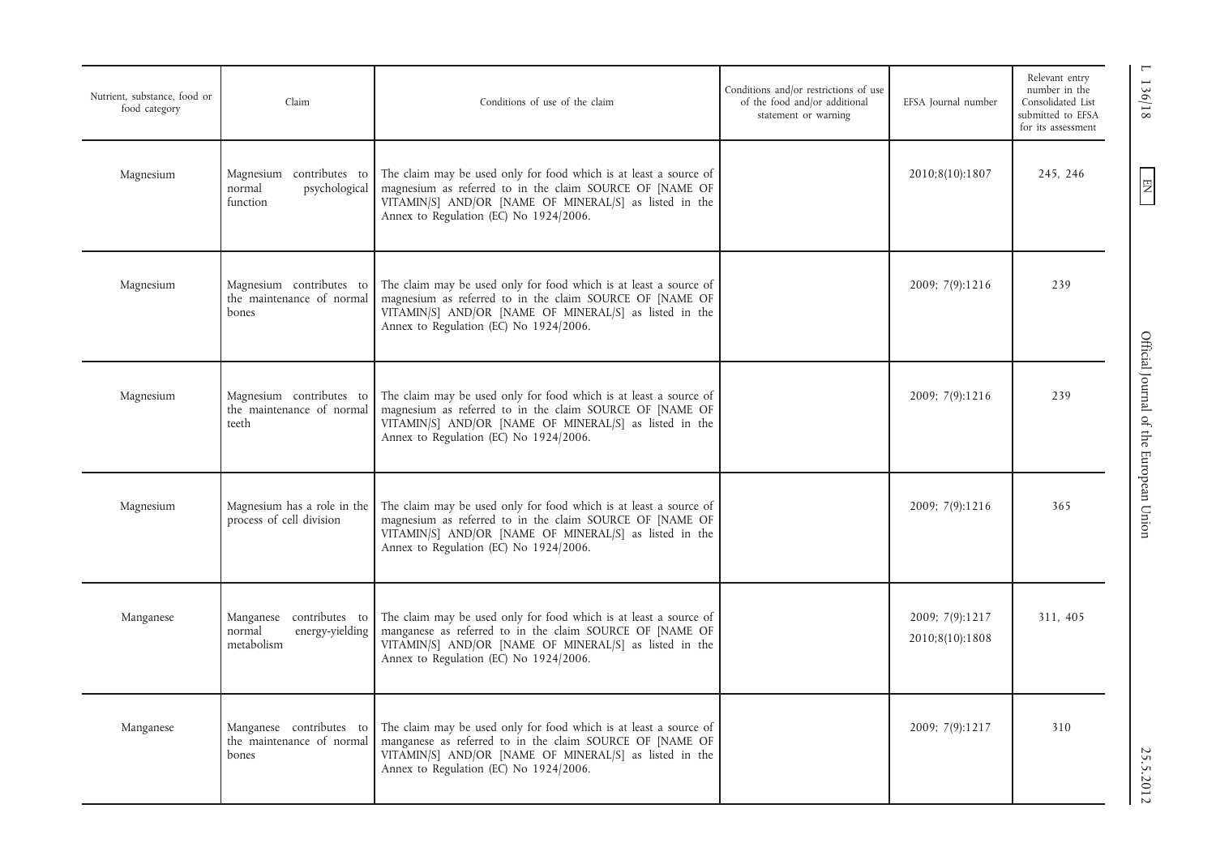| Nutrient, substance, food or food category | Claim | Conditions of use of the claim | Conditions and/or restrictions of use of the food and/or additional statement or warning | EFSA Journal number | Relevant entry number in the Consolidated List submitted to EFSA for its assessment |
|---|---|---|---|---|---|
| Magnesium | Magnesium contributes to normal psychological function | The claim may be used only for food which is at least a source of magnesium as referred to in the claim SOURCE OF [NAME OF VITAMIN/S] AND/OR [NAME OF MINERAL/S] as listed in the Annex to Regulation (EC) No 1924/2006. | | 2010;8(10):1807 | 245, 246 |
| Magnesium | Magnesium contributes to the maintenance of normal bones | The claim may be used only for food which is at least a source of magnesium as referred to in the claim SOURCE OF [NAME OF VITAMIN/S] AND/OR [NAME OF MINERAL/S] as listed in the Annex to Regulation (EC) No 1924/2006. | | 2009; 7(9):1216 | 239 |
| Magnesium | Magnesium contributes to the maintenance of normal teeth | The claim may be used only for food which is at least a source of magnesium as referred to in the claim SOURCE OF [NAME OF VITAMIN/S] AND/OR [NAME OF MINERAL/S] as listed in the Annex to Regulation (EC) No 1924/2006. | | 2009; 7(9):1216 | 239 |
| Magnesium | Magnesium has a role in the process of cell division | The claim may be used only for food which is at least a source of magnesium as referred to in the claim SOURCE OF [NAME OF VITAMIN/S] AND/OR [NAME OF MINERAL/S] as listed in the Annex to Regulation (EC) No 1924/2006. | | 2009; 7(9):1216 | 365 |
| Manganese | Manganese contributes to normal energy-yielding metabolism | The claim may be used only for food which is at least a source of manganese as referred to in the claim SOURCE OF [NAME OF VITAMIN/S] AND/OR [NAME OF MINERAL/S] as listed in the Annex to Regulation (EC) No 1924/2006. | | 2009; 7(9):1217<br>2010;8(10):1808 | 311, 405 |
| Manganese | Manganese contributes to the maintenance of normal bones | The claim may be used only for food which is at least a source of manganese as referred to in the claim SOURCE OF [NAME OF VITAMIN/S] AND/OR [NAME OF MINERAL/S] as listed in the Annex to Regulation (EC) No 1924/2006. | | 2009; 7(9):1217 | 310 |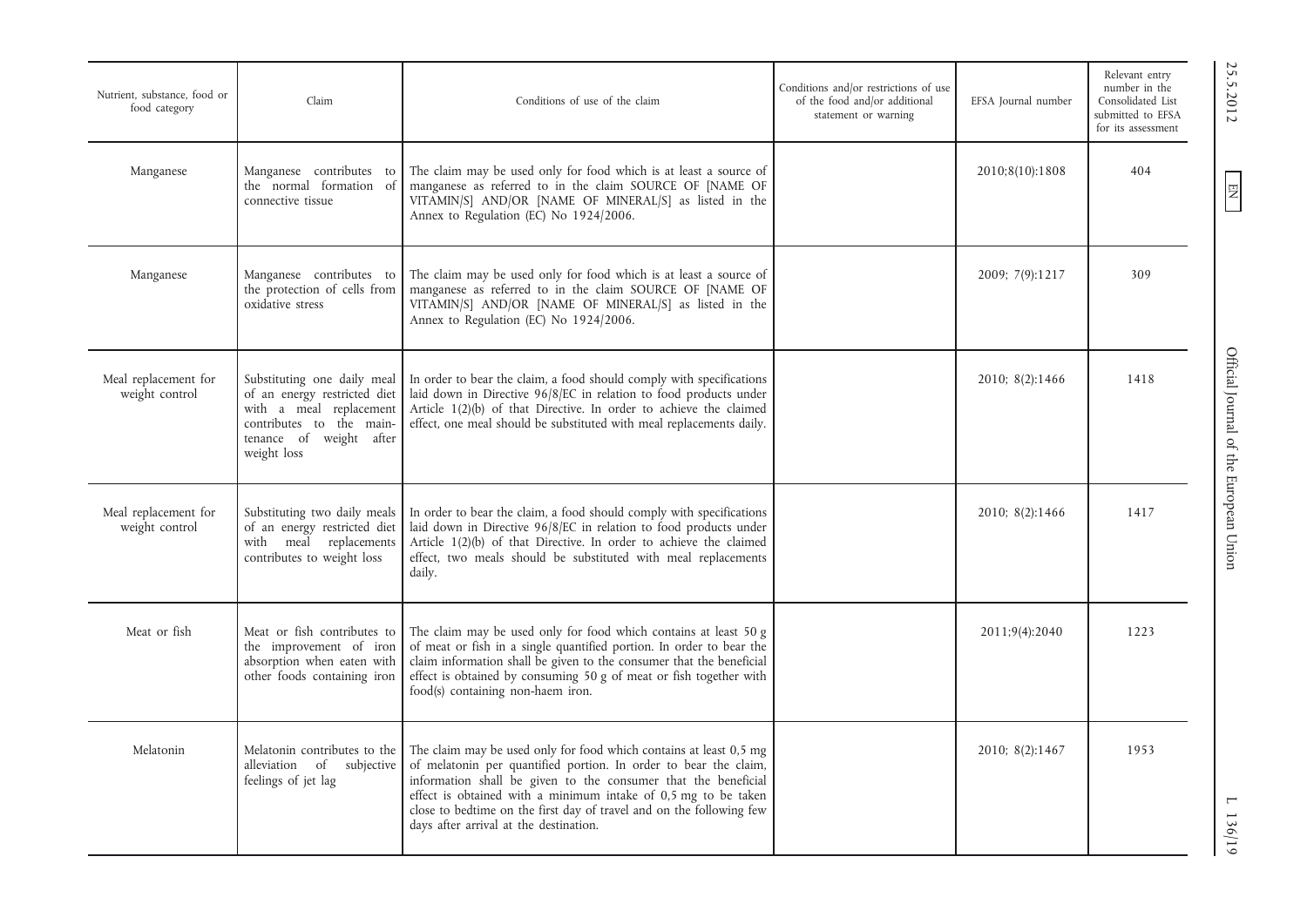| Nutrient, substance, food or food category | Claim | Conditions of use of the claim | Conditions and/or restrictions of use of the food and/or additional statement or warning | EFSA Journal number | Relevant entry number in the Consolidated List submitted to EFSA for its assessment |
|---|---|---|---|---|---|
| Manganese | Manganese contributes to the normal formation of connective tissue | The claim may be used only for food which is at least a source of manganese as referred to in the claim SOURCE OF [NAME OF VITAMIN/S] AND/OR [NAME OF MINERAL/S] as listed in the Annex to Regulation (EC) No 1924/2006. | | 2010;8(10):1808 | 404 |
| Manganese | Manganese contributes to the protection of cells from oxidative stress | The claim may be used only for food which is at least a source of manganese as referred to in the claim SOURCE OF [NAME OF VITAMIN/S] AND/OR [NAME OF MINERAL/S] as listed in the Annex to Regulation (EC) No 1924/2006. | | 2009; 7(9):1217 | 309 |
| Meal replacement for weight control | Substituting one daily meal of an energy restricted diet with a meal replacement contributes to the maintenance of weight after weight loss | In order to bear the claim, a food should comply with specifications laid down in Directive 96/8/EC in relation to food products under Article 1(2)(b) of that Directive. In order to achieve the claimed effect, one meal should be substituted with meal replacements daily. | | 2010; 8(2):1466 | 1418 |
| Meal replacement for weight control | Substituting two daily meals of an energy restricted diet with meal replacements contributes to weight loss | In order to bear the claim, a food should comply with specifications laid down in Directive 96/8/EC in relation to food products under Article 1(2)(b) of that Directive. In order to achieve the claimed effect, two meals should be substituted with meal replacements daily. | | 2010; 8(2):1466 | 1417 |
| Meat or fish | Meat or fish contributes to the improvement of iron absorption when eaten with other foods containing iron | The claim may be used only for food which contains at least 50 g of meat or fish in a single quantified portion. In order to bear the claim information shall be given to the consumer that the beneficial effect is obtained by consuming 50 g of meat or fish together with food(s) containing non-haem iron. | | 2011;9(4):2040 | 1223 |
| Melatonin | Melatonin contributes to the alleviation of subjective feelings of jet lag | The claim may be used only for food which contains at least 0,5 mg of melatonin per quantified portion. In order to bear the claim, information shall be given to the consumer that the beneficial effect is obtained with a minimum intake of 0,5 mg to be taken close to bedtime on the first day of travel and on the following few days after arrival at the destination. | | 2010; 8(2):1467 | 1953 |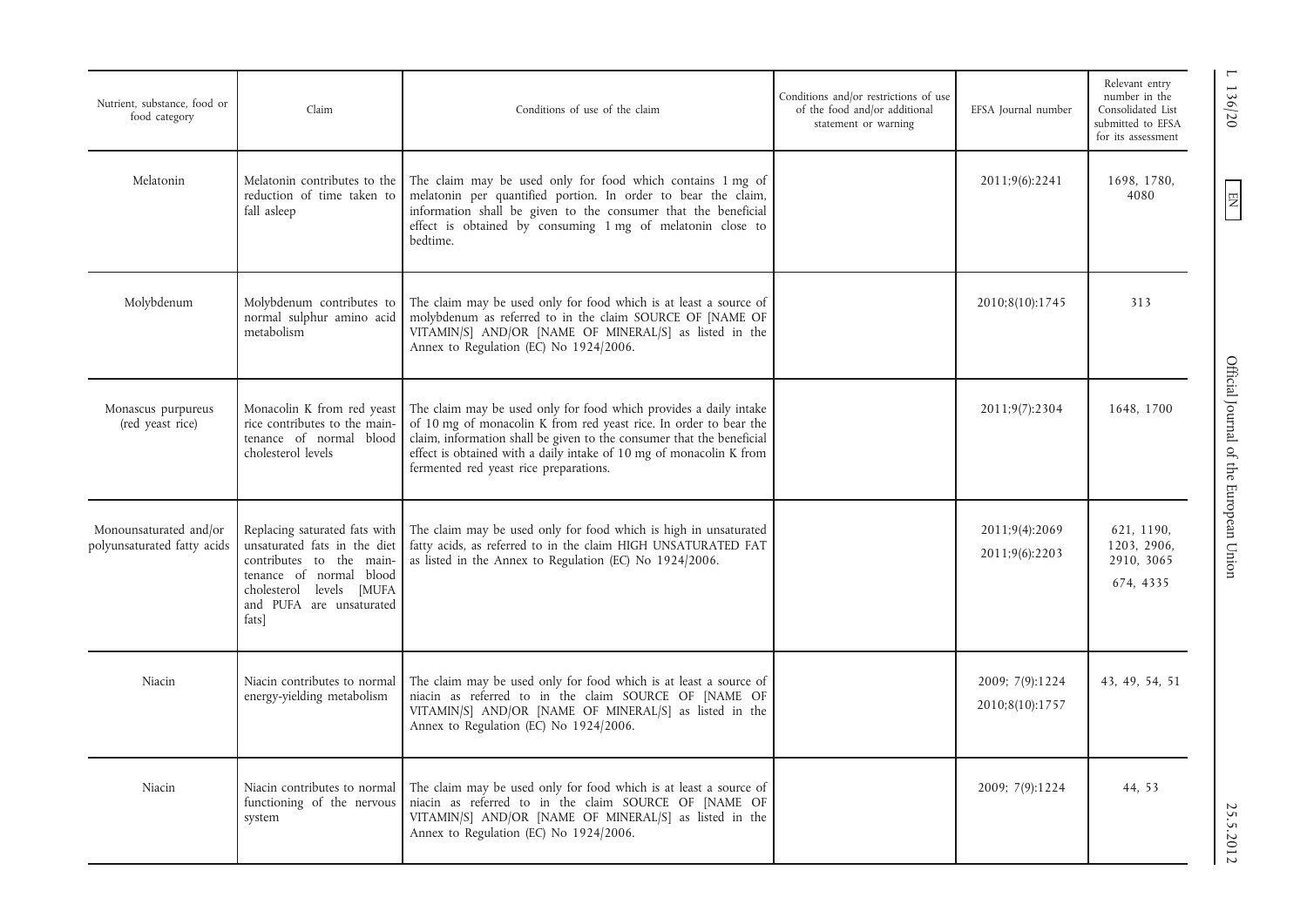| Nutrient, substance, food or food category | Claim | Conditions of use of the claim | Conditions and/or restrictions of use of the food and/or additional statement or warning | EFSA Journal number | Relevant entry number in the Consolidated List submitted to EFSA for its assessment |
|---|---|---|---|---|---|
| Melatonin | Melatonin contributes to the reduction of time taken to fall asleep | The claim may be used only for food which contains 1 mg of melatonin per quantified portion. In order to bear the claim, information shall be given to the consumer that the beneficial effect is obtained by consuming 1 mg of melatonin close to bedtime. | | 2011;9(6):2241 | 1698, 1780, 4080 |
| Molybdenum | Molybdenum contributes to normal sulphur amino acid metabolism | The claim may be used only for food which is at least a source of molybdenum as referred to in the claim SOURCE OF [NAME OF VITAMIN/S] AND/OR [NAME OF MINERAL/S] as listed in the Annex to Regulation (EC) No 1924/2006. | | 2010;8(10):1745 | 313 |
| Monascus purpureus (red yeast rice) | Monacolin K from red yeast rice contributes to the maintenance of normal blood cholesterol levels | The claim may be used only for food which provides a daily intake of 10 mg of monacolin K from red yeast rice. In order to bear the claim, information shall be given to the consumer that the beneficial effect is obtained with a daily intake of 10 mg of monacolin K from fermented red yeast rice preparations. | | 2011;9(7):2304 | 1648, 1700 |
| Monounsaturated and/or polyunsaturated fatty acids | Replacing saturated fats with unsaturated fats in the diet contributes to the maintenance of normal blood cholesterol levels [MUFA and PUFA are unsaturated fats] | The claim may be used only for food which is high in unsaturated fatty acids, as referred to in the claim HIGH UNSATURATED FAT as listed in the Annex to Regulation (EC) No 1924/2006. | | 2011;9(4):2069<br>2011;9(6):2203 | 621, 1190, 1203, 2906, 2910, 3065<br>674, 4335 |
| Niacin | Niacin contributes to normal energy-yielding metabolism | The claim may be used only for food which is at least a source of niacin as referred to in the claim SOURCE OF [NAME OF VITAMIN/S] AND/OR [NAME OF MINERAL/S] as listed in the Annex to Regulation (EC) No 1924/2006. | | 2009; 7(9):1224<br>2010;8(10):1757 | 43, 49, 54, 51 |
| Niacin | Niacin contributes to normal functioning of the nervous system | The claim may be used only for food which is at least a source of niacin as referred to in the claim SOURCE OF [NAME OF VITAMIN/S] AND/OR [NAME OF MINERAL/S] as listed in the Annex to Regulation (EC) No 1924/2006. | | 2009; 7(9):1224 | 44, 53 |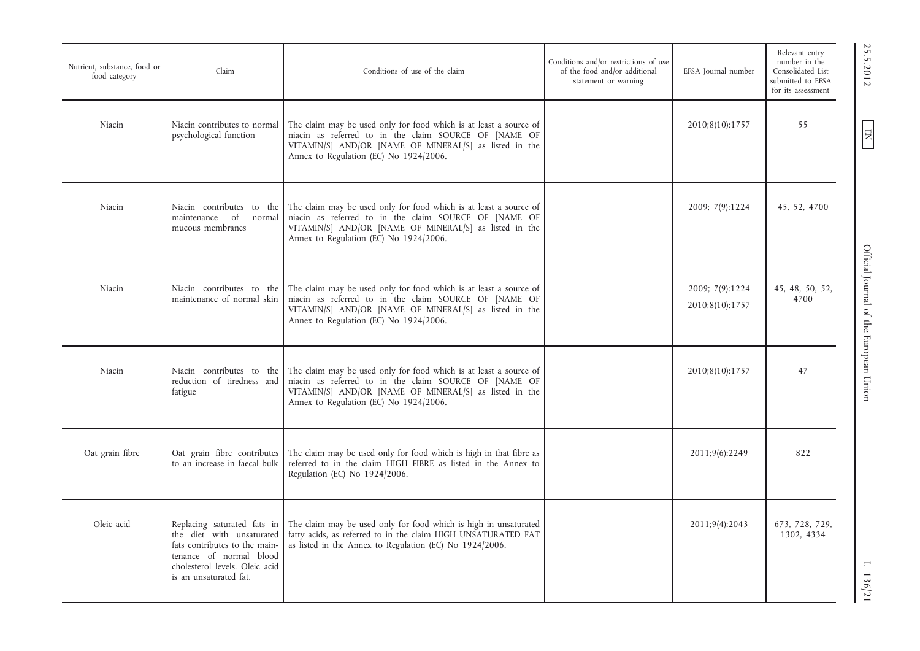| Nutrient, substance, food or food category | Claim | Conditions of use of the claim | Conditions and/or restrictions of use of the food and/or additional statement or warning | EFSA Journal number | Relevant entry number in the Consolidated List submitted to EFSA for its assessment |
|---|---|---|---|---|---|
| Niacin | Niacin contributes to normal psychological function | The claim may be used only for food which is at least a source of niacin as referred to in the claim SOURCE OF [NAME OF VITAMIN/S] AND/OR [NAME OF MINERAL/S] as listed in the Annex to Regulation (EC) No 1924/2006. | | 2010;8(10):1757 | 55 |
| Niacin | Niacin contributes to the maintenance of normal mucous membranes | The claim may be used only for food which is at least a source of niacin as referred to in the claim SOURCE OF [NAME OF VITAMIN/S] AND/OR [NAME OF MINERAL/S] as listed in the Annex to Regulation (EC) No 1924/2006. | | 2009; 7(9):1224 | 45, 52, 4700 |
| Niacin | Niacin contributes to the maintenance of normal skin | The claim may be used only for food which is at least a source of niacin as referred to in the claim SOURCE OF [NAME OF VITAMIN/S] AND/OR [NAME OF MINERAL/S] as listed in the Annex to Regulation (EC) No 1924/2006. | | 2009; 7(9):1224<br>2010;8(10):1757 | 45, 48, 50, 52, 4700 |
| Niacin | Niacin contributes to the reduction of tiredness and fatigue | The claim may be used only for food which is at least a source of niacin as referred to in the claim SOURCE OF [NAME OF VITAMIN/S] AND/OR [NAME OF MINERAL/S] as listed in the Annex to Regulation (EC) No 1924/2006. | | 2010;8(10):1757 | 47 |
| Oat grain fibre | Oat grain fibre contributes to an increase in faecal bulk | The claim may be used only for food which is high in that fibre as referred to in the claim HIGH FIBRE as listed in the Annex to Regulation (EC) No 1924/2006. | | 2011;9(6):2249 | 822 |
| Oleic acid | Replacing saturated fats in the diet with unsaturated fats contributes to the maintenance of normal blood cholesterol levels. Oleic acid is an unsaturated fat. | The claim may be used only for food which is high in unsaturated fatty acids, as referred to in the claim HIGH UNSATURATED FAT as listed in the Annex to Regulation (EC) No 1924/2006. | | 2011;9(4):2043 | 673, 728, 729, 1302, 4334 |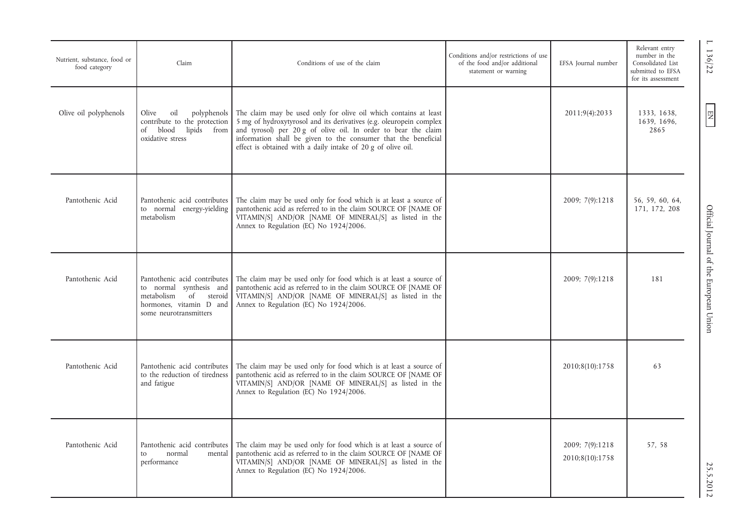| Nutrient, substance, food or food category | Claim | Conditions of use of the claim | Conditions and/or restrictions of use of the food and/or additional statement or warning | EFSA Journal number | Relevant entry number in the Consolidated List submitted to EFSA for its assessment |
|---|---|---|---|---|---|
| Olive oil polyphenols | Olive oil polyphenols contribute to the protection of blood lipids from oxidative stress | The claim may be used only for olive oil which contains at least 5 mg of hydroxytyrosol and its derivatives (e.g. oleuropein complex and tyrosol) per 20 g of olive oil. In order to bear the claim information shall be given to the consumer that the beneficial effect is obtained with a daily intake of 20 g of olive oil. | | 2011;9(4):2033 | 1333, 1638, 1639, 1696, 2865 |
| Pantothenic Acid | Pantothenic acid contributes to normal energy-yielding metabolism | The claim may be used only for food which is at least a source of pantothenic acid as referred to in the claim SOURCE OF [NAME OF VITAMIN/S] AND/OR [NAME OF MINERAL/S] as listed in the Annex to Regulation (EC) No 1924/2006. | | 2009; 7(9):1218 | 56, 59, 60, 64, 171, 172, 208 |
| Pantothenic Acid | Pantothenic acid contributes to normal synthesis and metabolism of steroid hormones, vitamin D and some neurotransmitters | The claim may be used only for food which is at least a source of pantothenic acid as referred to in the claim SOURCE OF [NAME OF VITAMIN/S] AND/OR [NAME OF MINERAL/S] as listed in the Annex to Regulation (EC) No 1924/2006. | | 2009; 7(9):1218 | 181 |
| Pantothenic Acid | Pantothenic acid contributes to the reduction of tiredness and fatigue | The claim may be used only for food which is at least a source of pantothenic acid as referred to in the claim SOURCE OF [NAME OF VITAMIN/S] AND/OR [NAME OF MINERAL/S] as listed in the Annex to Regulation (EC) No 1924/2006. | | 2010;8(10):1758 | 63 |
| Pantothenic Acid | Pantothenic acid contributes to normal mental performance | The claim may be used only for food which is at least a source of pantothenic acid as referred to in the claim SOURCE OF [NAME OF VITAMIN/S] AND/OR [NAME OF MINERAL/S] as listed in the Annex to Regulation (EC) No 1924/2006. | | 2009; 7(9):1218 2010;8(10):1758 | 57, 58 |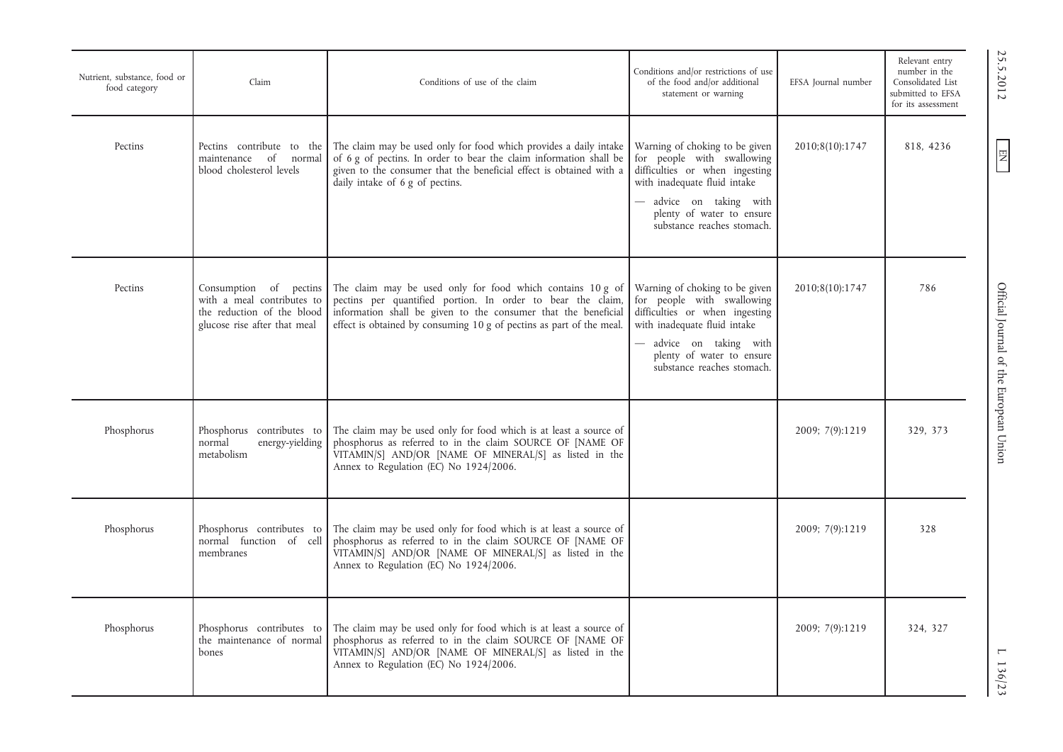| Nutrient, substance, food or food category | Claim | Conditions of use of the claim | Conditions and/or restrictions of use of the food and/or additional statement or warning | EFSA Journal number | Relevant entry number in the Consolidated List submitted to EFSA for its assessment |
|---|---|---|---|---|---|
| Pectins | Pectins contribute to the maintenance of normal blood cholesterol levels | The claim may be used only for food which provides a daily intake of 6 g of pectins. In order to bear the claim information shall be given to the consumer that the beneficial effect is obtained with a daily intake of 6 g of pectins. | Warning of choking to be given for people with swallowing difficulties or when ingesting with inadequate fluid intake<br>— advice on taking with plenty of water to ensure substance reaches stomach. | 2010;8(10):1747 | 818, 4236 |
| Pectins | Consumption of pectins with a meal contributes to the reduction of the blood glucose rise after that meal | The claim may be used only for food which contains 10 g of pectins per quantified portion. In order to bear the claim, information shall be given to the consumer that the beneficial effect is obtained by consuming 10 g of pectins as part of the meal. | Warning of choking to be given for people with swallowing difficulties or when ingesting with inadequate fluid intake<br>— advice on taking with plenty of water to ensure substance reaches stomach. | 2010;8(10):1747 | 786 |
| Phosphorus | Phosphorus contributes to normal energy-yielding metabolism | The claim may be used only for food which is at least a source of phosphorus as referred to in the claim SOURCE OF [NAME OF VITAMIN/S] AND/OR [NAME OF MINERAL/S] as listed in the Annex to Regulation (EC) No 1924/2006. | | 2009; 7(9):1219 | 329, 373 |
| Phosphorus | Phosphorus contributes to normal function of cell membranes | The claim may be used only for food which is at least a source of phosphorus as referred to in the claim SOURCE OF [NAME OF VITAMIN/S] AND/OR [NAME OF MINERAL/S] as listed in the Annex to Regulation (EC) No 1924/2006. | | 2009; 7(9):1219 | 328 |
| Phosphorus | Phosphorus contributes to the maintenance of normal bones | The claim may be used only for food which is at least a source of phosphorus as referred to in the claim SOURCE OF [NAME OF VITAMIN/S] AND/OR [NAME OF MINERAL/S] as listed in the Annex to Regulation (EC) No 1924/2006. | | 2009; 7(9):1219 | 324, 327 |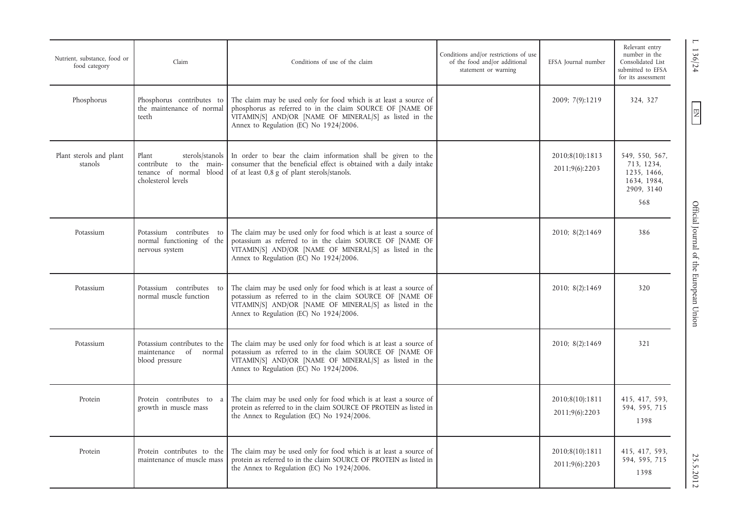| Nutrient, substance, food or food category | Claim | Conditions of use of the claim | Conditions and/or restrictions of use of the food and/or additional statement or warning | EFSA Journal number | Relevant entry number in the Consolidated List submitted to EFSA for its assessment |
|---|---|---|---|---|---|
| Phosphorus | Phosphorus contributes to the maintenance of normal teeth | The claim may be used only for food which is at least a source of phosphorus as referred to in the claim SOURCE OF [NAME OF VITAMIN/S] AND/OR [NAME OF MINERAL/S] as listed in the Annex to Regulation (EC) No 1924/2006. | | 2009; 7(9):1219 | 324, 327 |
| Plant sterols and plant stanols | Plant sterols/stanols contribute to the maintenance of normal blood cholesterol levels | In order to bear the claim information shall be given to the consumer that the beneficial effect is obtained with a daily intake of at least 0,8 g of plant sterols/stanols. | | 2010;8(10):1813<br>2011;9(6):2203 | 549, 550, 567, 713, 1234, 1235, 1466, 1634, 1984, 2909, 3140<br>568 |
| Potassium | Potassium contributes to normal functioning of the nervous system | The claim may be used only for food which is at least a source of potassium as referred to in the claim SOURCE OF [NAME OF VITAMIN/S] AND/OR [NAME OF MINERAL/S] as listed in the Annex to Regulation (EC) No 1924/2006. | | 2010; 8(2):1469 | 386 |
| Potassium | Potassium contributes to normal muscle function | The claim may be used only for food which is at least a source of potassium as referred to in the claim SOURCE OF [NAME OF VITAMIN/S] AND/OR [NAME OF MINERAL/S] as listed in the Annex to Regulation (EC) No 1924/2006. | | 2010; 8(2):1469 | 320 |
| Potassium | Potassium contributes to the maintenance of normal blood pressure | The claim may be used only for food which is at least a source of potassium as referred to in the claim SOURCE OF [NAME OF VITAMIN/S] AND/OR [NAME OF MINERAL/S] as listed in the Annex to Regulation (EC) No 1924/2006. | | 2010; 8(2):1469 | 321 |
| Protein | Protein contributes to a growth in muscle mass | The claim may be used only for food which is at least a source of protein as referred to in the claim SOURCE OF PROTEIN as listed in the Annex to Regulation (EC) No 1924/2006. | | 2010;8(10):1811<br>2011;9(6):2203 | 415, 417, 593, 594, 595, 715<br>1398 |
| Protein | Protein contributes to the maintenance of muscle mass | The claim may be used only for food which is at least a source of protein as referred to in the claim SOURCE OF PROTEIN as listed in the Annex to Regulation (EC) No 1924/2006. | | 2010;8(10):1811<br>2011;9(6):2203 | 415, 417, 593, 594, 595, 715<br>1398 |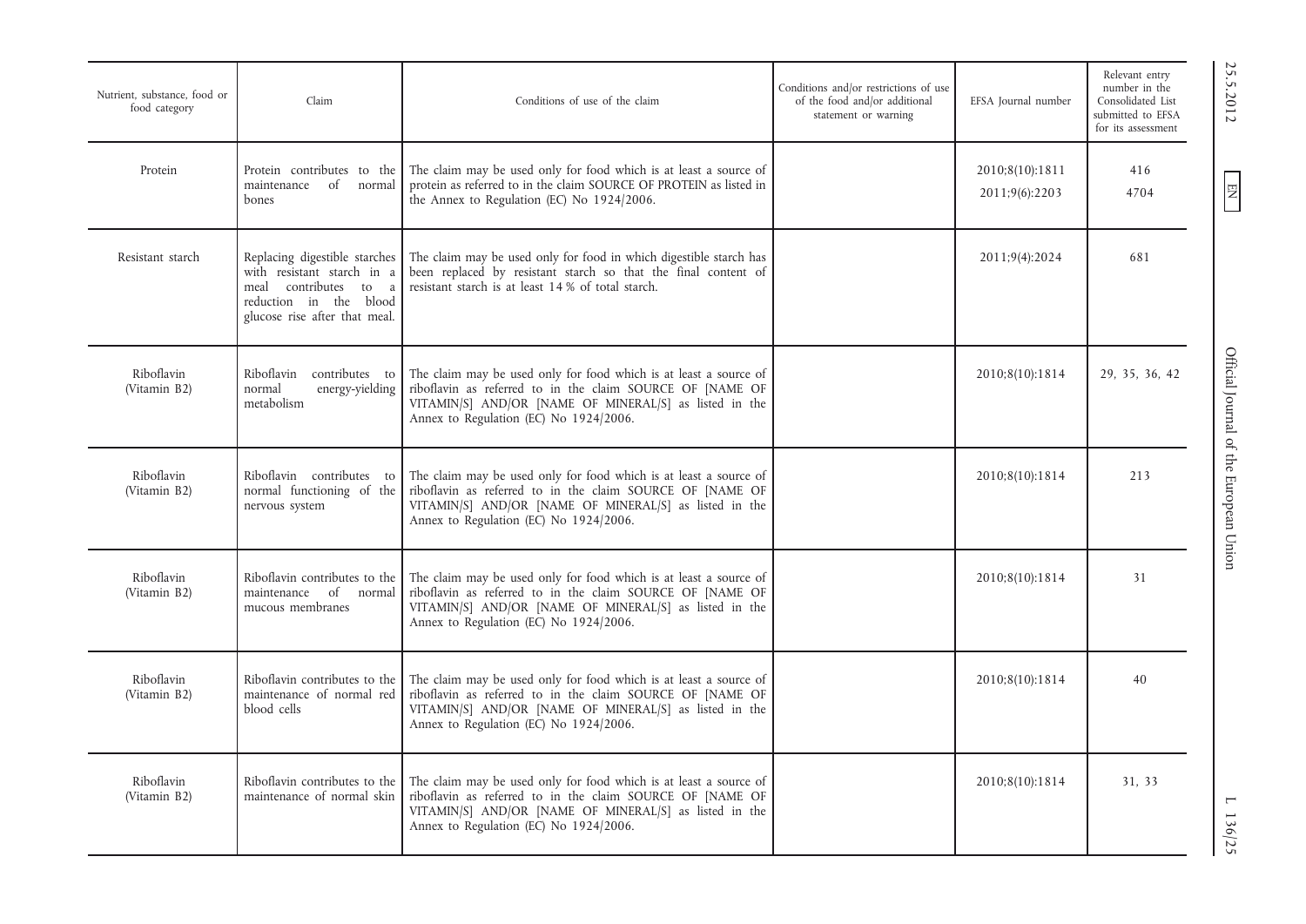| Nutrient, substance, food or food category | Claim | Conditions of use of the claim | Conditions and/or restrictions of use of the food and/or additional statement or warning | EFSA Journal number | Relevant entry number in the Consolidated List submitted to EFSA for its assessment |
|---|---|---|---|---|---|
| Protein | Protein contributes to the maintenance of normal bones | The claim may be used only for food which is at least a source of protein as referred to in the claim SOURCE OF PROTEIN as listed in the Annex to Regulation (EC) No 1924/2006. | | 2010;8(10):1811<br>2011;9(6):2203 | 416<br>4704 |
| Resistant starch | Replacing digestible starches with resistant starch in a meal contributes to a reduction in the blood glucose rise after that meal. | The claim may be used only for food in which digestible starch has been replaced by resistant starch so that the final content of resistant starch is at least 14 % of total starch. | | 2011;9(4):2024 | 681 |
| Riboflavin (Vitamin B2) | Riboflavin contributes to normal energy-yielding metabolism | The claim may be used only for food which is at least a source of riboflavin as referred to in the claim SOURCE OF [NAME OF VITAMIN/S] AND/OR [NAME OF MINERAL/S] as listed in the Annex to Regulation (EC) No 1924/2006. | | 2010;8(10):1814 | 29, 35, 36, 42 |
| Riboflavin (Vitamin B2) | Riboflavin contributes to normal functioning of the nervous system | The claim may be used only for food which is at least a source of riboflavin as referred to in the claim SOURCE OF [NAME OF VITAMIN/S] AND/OR [NAME OF MINERAL/S] as listed in the Annex to Regulation (EC) No 1924/2006. | | 2010;8(10):1814 | 213 |
| Riboflavin (Vitamin B2) | Riboflavin contributes to the maintenance of normal mucous membranes | The claim may be used only for food which is at least a source of riboflavin as referred to in the claim SOURCE OF [NAME OF VITAMIN/S] AND/OR [NAME OF MINERAL/S] as listed in the Annex to Regulation (EC) No 1924/2006. | | 2010;8(10):1814 | 31 |
| Riboflavin (Vitamin B2) | Riboflavin contributes to the maintenance of normal red blood cells | The claim may be used only for food which is at least a source of riboflavin as referred to in the claim SOURCE OF [NAME OF VITAMIN/S] AND/OR [NAME OF MINERAL/S] as listed in the Annex to Regulation (EC) No 1924/2006. | | 2010;8(10):1814 | 40 |
| Riboflavin (Vitamin B2) | Riboflavin contributes to the maintenance of normal skin | The claim may be used only for food which is at least a source of riboflavin as referred to in the claim SOURCE OF [NAME OF VITAMIN/S] AND/OR [NAME OF MINERAL/S] as listed in the Annex to Regulation (EC) No 1924/2006. | | 2010;8(10):1814 | 31, 33 |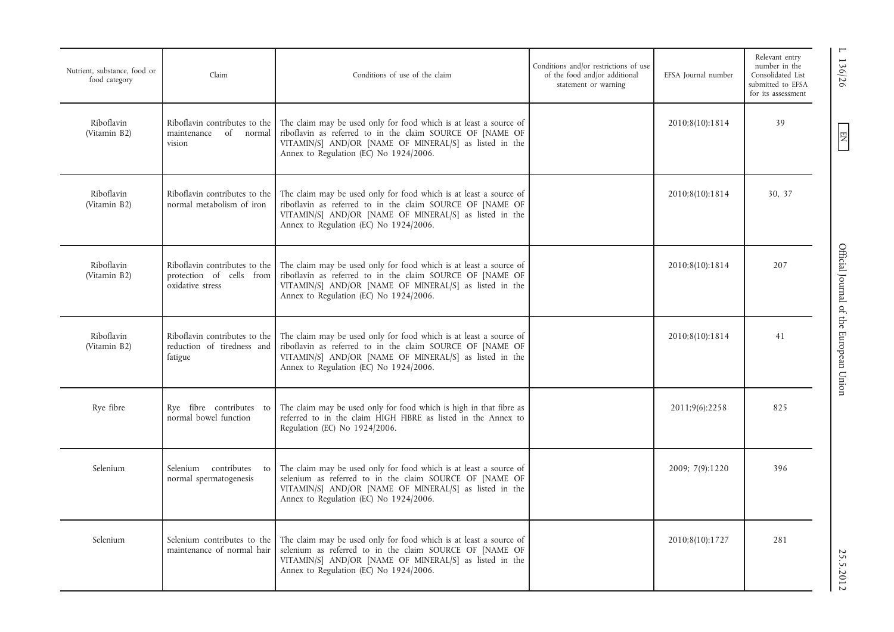| Nutrient, substance, food or food category | Claim | Conditions of use of the claim | Conditions and/or restrictions of use of the food and/or additional statement or warning | EFSA Journal number | Relevant entry number in the Consolidated List submitted to EFSA for its assessment |
|---|---|---|---|---|---|
| Riboflavin (Vitamin B2) | Riboflavin contributes to the maintenance of normal vision | The claim may be used only for food which is at least a source of riboflavin as referred to in the claim SOURCE OF [NAME OF VITAMIN/S] AND/OR [NAME OF MINERAL/S] as listed in the Annex to Regulation (EC) No 1924/2006. | | 2010;8(10):1814 | 39 |
| Riboflavin (Vitamin B2) | Riboflavin contributes to the normal metabolism of iron | The claim may be used only for food which is at least a source of riboflavin as referred to in the claim SOURCE OF [NAME OF VITAMIN/S] AND/OR [NAME OF MINERAL/S] as listed in the Annex to Regulation (EC) No 1924/2006. | | 2010;8(10):1814 | 30, 37 |
| Riboflavin (Vitamin B2) | Riboflavin contributes to the protection of cells from oxidative stress | The claim may be used only for food which is at least a source of riboflavin as referred to in the claim SOURCE OF [NAME OF VITAMIN/S] AND/OR [NAME OF MINERAL/S] as listed in the Annex to Regulation (EC) No 1924/2006. | | 2010;8(10):1814 | 207 |
| Riboflavin (Vitamin B2) | Riboflavin contributes to the reduction of tiredness and fatigue | The claim may be used only for food which is at least a source of riboflavin as referred to in the claim SOURCE OF [NAME OF VITAMIN/S] AND/OR [NAME OF MINERAL/S] as listed in the Annex to Regulation (EC) No 1924/2006. | | 2010;8(10):1814 | 41 |
| Rye fibre | Rye fibre contributes to normal bowel function | The claim may be used only for food which is high in that fibre as referred to in the claim HIGH FIBRE as listed in the Annex to Regulation (EC) No 1924/2006. | | 2011;9(6):2258 | 825 |
| Selenium | Selenium contributes to normal spermatogenesis | The claim may be used only for food which is at least a source of selenium as referred to in the claim SOURCE OF [NAME OF VITAMIN/S] AND/OR [NAME OF MINERAL/S] as listed in the Annex to Regulation (EC) No 1924/2006. | | 2009; 7(9):1220 | 396 |
| Selenium | Selenium contributes to the maintenance of normal hair | The claim may be used only for food which is at least a source of selenium as referred to in the claim SOURCE OF [NAME OF VITAMIN/S] AND/OR [NAME OF MINERAL/S] as listed in the Annex to Regulation (EC) No 1924/2006. | | 2010;8(10):1727 | 281 |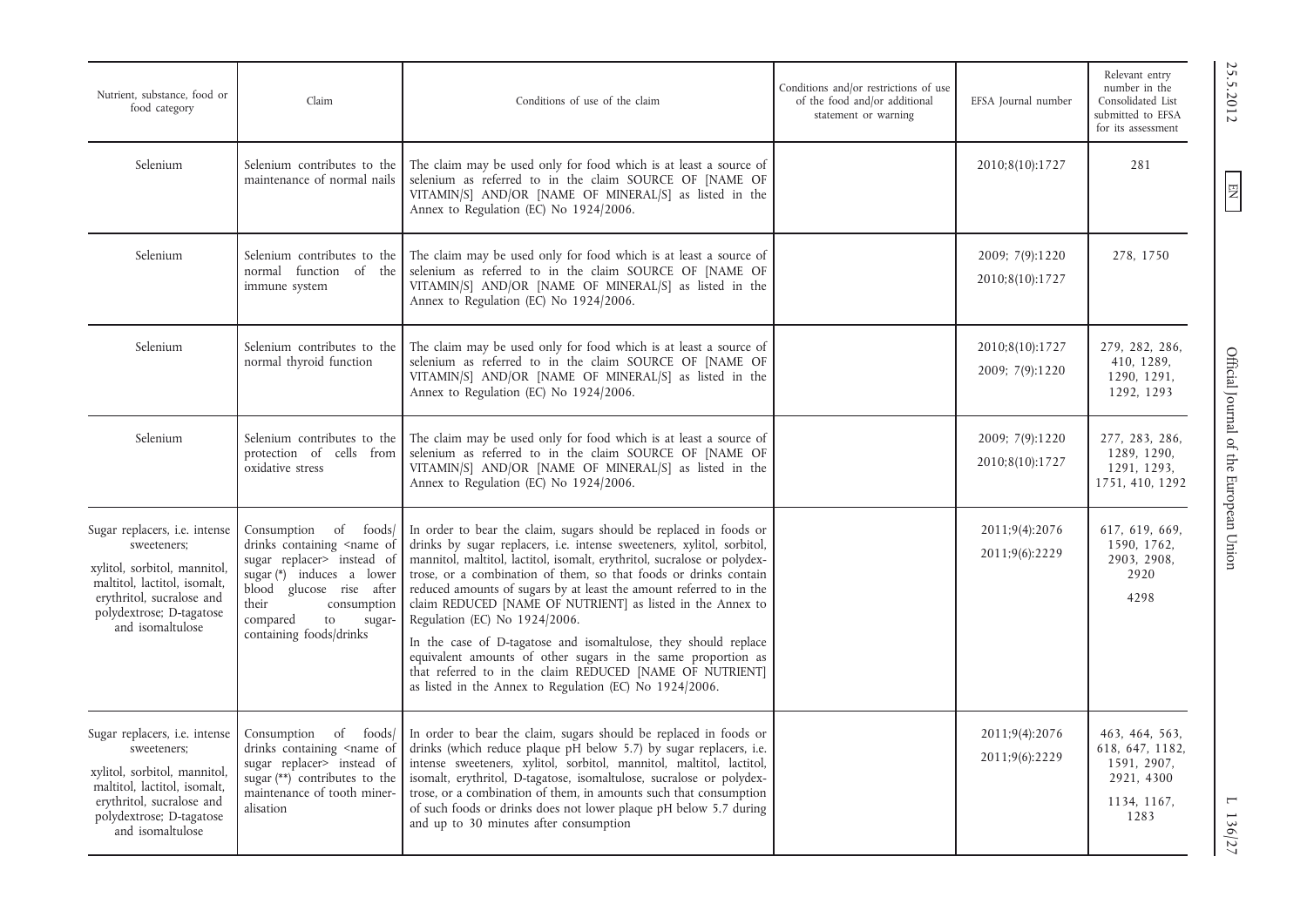| Nutrient, substance, food or food category | Claim | Conditions of use of the claim | Conditions and/or restrictions of use of the food and/or additional statement or warning | EFSA Journal number | Relevant entry number in the Consolidated List submitted to EFSA for its assessment |
|---|---|---|---|---|---|
| Selenium | Selenium contributes to the maintenance of normal nails | The claim may be used only for food which is at least a source of selenium as referred to in the claim SOURCE OF [NAME OF VITAMIN/S] AND/OR [NAME OF MINERAL/S] as listed in the Annex to Regulation (EC) No 1924/2006. | | 2010;8(10):1727 | 281 |
| Selenium | Selenium contributes to the normal function of the immune system | The claim may be used only for food which is at least a source of selenium as referred to in the claim SOURCE OF [NAME OF VITAMIN/S] AND/OR [NAME OF MINERAL/S] as listed in the Annex to Regulation (EC) No 1924/2006. | | 2009; 7(9):1220<br>2010;8(10):1727 | 278, 1750 |
| Selenium | Selenium contributes to the normal thyroid function | The claim may be used only for food which is at least a source of selenium as referred to in the claim SOURCE OF [NAME OF VITAMIN/S] AND/OR [NAME OF MINERAL/S] as listed in the Annex to Regulation (EC) No 1924/2006. | | 2010;8(10):1727<br>2009; 7(9):1220 | 279, 282, 286, 410, 1289, 1290, 1291, 1292, 1293 |
| Selenium | Selenium contributes to the protection of cells from oxidative stress | The claim may be used only for food which is at least a source of selenium as referred to in the claim SOURCE OF [NAME OF VITAMIN/S] AND/OR [NAME OF MINERAL/S] as listed in the Annex to Regulation (EC) No 1924/2006. | | 2009; 7(9):1220<br>2010;8(10):1727 | 277, 283, 286, 1289, 1290, 1291, 1293, 1751, 410, 1292 |
| Sugar replacers, i.e. intense sweeteners; xylitol, sorbitol, mannitol, maltitol, lactitol, isomalt, erythritol, sucralose and polydextrose; D-tagatose and isomaltulose | Consumption of foods/drinks containing <name of sugar replacer> instead of sugar (*) induces a lower blood glucose rise after their consumption compared to sugar-containing foods/drinks | In order to bear the claim, sugars should be replaced in foods or drinks by sugar replacers, i.e. intense sweeteners, xylitol, sorbitol, mannitol, maltitol, lactitol, isomalt, erythritol, sucralose or polydextrose, or a combination of them, so that foods or drinks contain reduced amounts of sugars by at least the amount referred to in the claim REDUCED [NAME OF NUTRIENT] as listed in the Annex to Regulation (EC) No 1924/2006.<br>In the case of D-tagatose and isomaltulose, they should replace equivalent amounts of other sugars in the same proportion as that referred to in the claim REDUCED [NAME OF NUTRIENT] as listed in the Annex to Regulation (EC) No 1924/2006. | | 2011;9(4):2076<br>2011;9(6):2229 | 617, 619, 669, 1590, 1762, 2903, 2908, 2920<br>4298 |
| Sugar replacers, i.e. intense sweeteners; xylitol, sorbitol, mannitol, maltitol, lactitol, isomalt, erythritol, sucralose and polydextrose; D-tagatose and isomaltulose | Consumption of foods/drinks containing <name of sugar replacer> instead of sugar (**) contributes to the maintenance of tooth mineralisation | In order to bear the claim, sugars should be replaced in foods or drinks (which reduce plaque pH below 5.7) by sugar replacers, i.e. intense sweeteners, xylitol, sorbitol, mannitol, maltitol, lactitol, isomalt, erythritol, D-tagatose, isomaltulose, sucralose or polydextrose, or a combination of them, in amounts such that consumption of such foods or drinks does not lower plaque pH below 5.7 during and up to 30 minutes after consumption | | 2011;9(4):2076<br>2011;9(6):2229 | 463, 464, 563, 618, 647, 1182, 1591, 2907, 2921, 4300<br>1134, 1167, 1283 |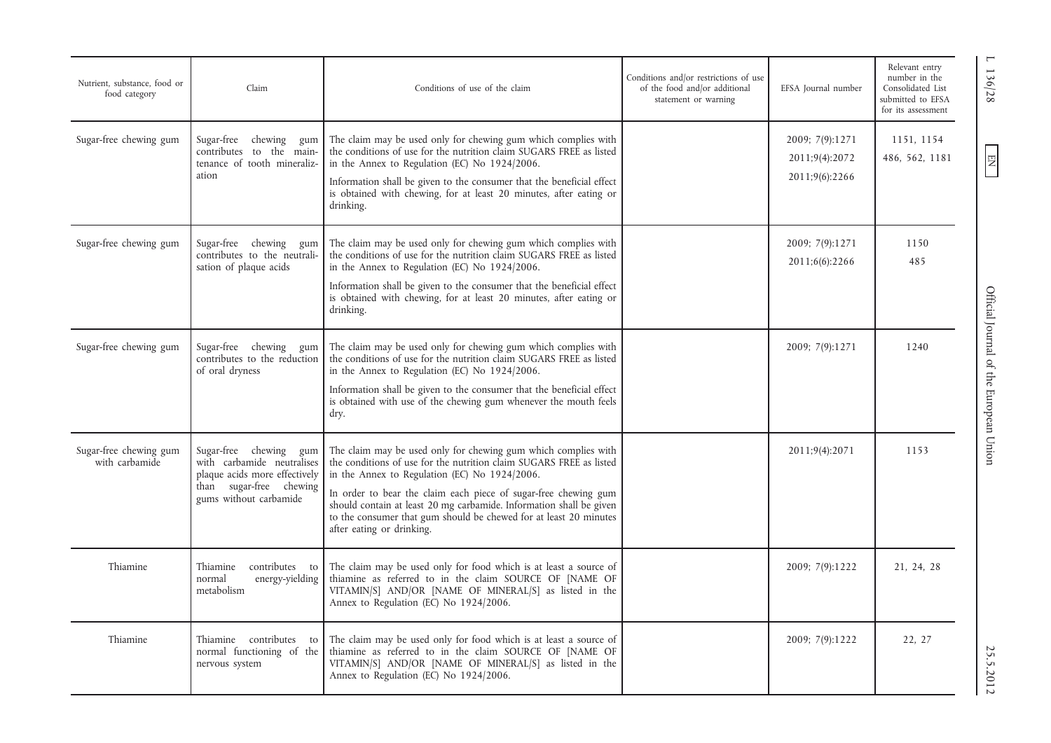| Nutrient, substance, food or food category | Claim | Conditions of use of the claim | Conditions and/or restrictions of use of the food and/or additional statement or warning | EFSA Journal number | Relevant entry number in the Consolidated List submitted to EFSA for its assessment |
|---|---|---|---|---|---|
| Sugar-free chewing gum | Sugar-free chewing gum contributes to the maintenance of tooth mineralization | The claim may be used only for chewing gum which complies with the conditions of use for the nutrition claim SUGARS FREE as listed in the Annex to Regulation (EC) No 1924/2006.<br>Information shall be given to the consumer that the beneficial effect is obtained with chewing, for at least 20 minutes, after eating or drinking. | | 2009; 7(9):1271<br>2011;9(4):2072<br>2011;9(6):2266 | 1151, 1154<br>486, 562, 1181 |
| Sugar-free chewing gum | Sugar-free chewing gum contributes to the neutralisation of plaque acids | The claim may be used only for chewing gum which complies with the conditions of use for the nutrition claim SUGARS FREE as listed in the Annex to Regulation (EC) No 1924/2006.<br>Information shall be given to the consumer that the beneficial effect is obtained with chewing, for at least 20 minutes, after eating or drinking. | | 2009; 7(9):1271<br>2011;6(6):2266 | 1150<br>485 |
| Sugar-free chewing gum | Sugar-free chewing gum contributes to the reduction of oral dryness | The claim may be used only for chewing gum which complies with the conditions of use for the nutrition claim SUGARS FREE as listed in the Annex to Regulation (EC) No 1924/2006.<br>Information shall be given to the consumer that the beneficial effect is obtained with use of the chewing gum whenever the mouth feels dry. | | 2009; 7(9):1271 | 1240 |
| Sugar-free chewing gum with carbamide | Sugar-free chewing gum with carbamide neutralises plaque acids more effectively than sugar-free chewing gums without carbamide | The claim may be used only for chewing gum which complies with the conditions of use for the nutrition claim SUGARS FREE as listed in the Annex to Regulation (EC) No 1924/2006.<br>In order to bear the claim each piece of sugar-free chewing gum should contain at least 20 mg carbamide. Information shall be given to the consumer that gum should be chewed for at least 20 minutes after eating or drinking. | | 2011;9(4):2071 | 1153 |
| Thiamine | Thiamine contributes to normal energy-yielding metabolism | The claim may be used only for food which is at least a source of thiamine as referred to in the claim SOURCE OF [NAME OF VITAMIN/S] AND/OR [NAME OF MINERAL/S] as listed in the Annex to Regulation (EC) No 1924/2006. | | 2009; 7(9):1222 | 21, 24, 28 |
| Thiamine | Thiamine contributes to normal functioning of the nervous system | The claim may be used only for food which is at least a source of thiamine as referred to in the claim SOURCE OF [NAME OF VITAMIN/S] AND/OR [NAME OF MINERAL/S] as listed in the Annex to Regulation (EC) No 1924/2006. | | 2009; 7(9):1222 | 22, 27 |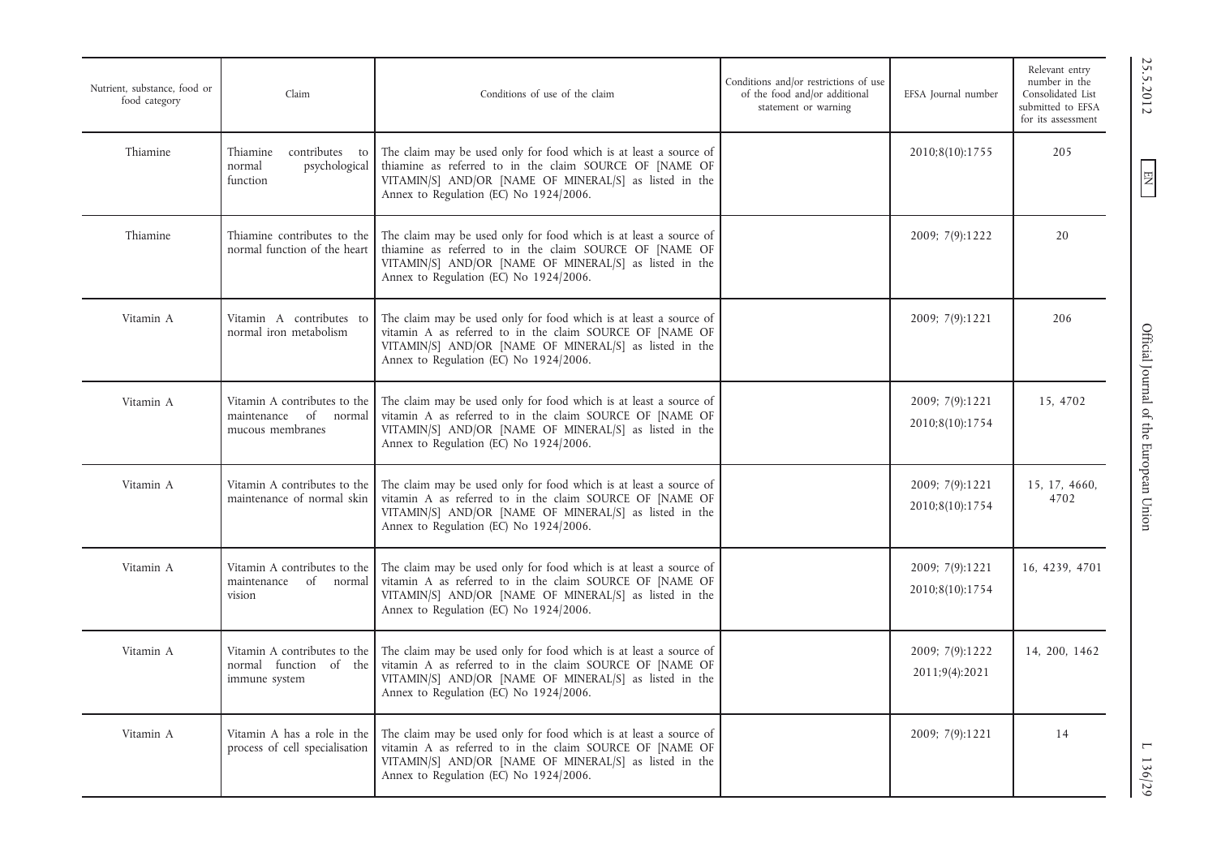| Nutrient, substance, food or food category | Claim | Conditions of use of the claim | Conditions and/or restrictions of use of the food and/or additional statement or warning | EFSA Journal number | Relevant entry number in the Consolidated List submitted to EFSA for its assessment |
|---|---|---|---|---|---|
| Thiamine | Thiamine contributes to normal psychological function | The claim may be used only for food which is at least a source of thiamine as referred to in the claim SOURCE OF [NAME OF VITAMIN/S] AND/OR [NAME OF MINERAL/S] as listed in the Annex to Regulation (EC) No 1924/2006. | | 2010;8(10):1755 | 205 |
| Thiamine | Thiamine contributes to the normal function of the heart | The claim may be used only for food which is at least a source of thiamine as referred to in the claim SOURCE OF [NAME OF VITAMIN/S] AND/OR [NAME OF MINERAL/S] as listed in the Annex to Regulation (EC) No 1924/2006. | | 2009; 7(9):1222 | 20 |
| Vitamin A | Vitamin A contributes to normal iron metabolism | The claim may be used only for food which is at least a source of vitamin A as referred to in the claim SOURCE OF [NAME OF VITAMIN/S] AND/OR [NAME OF MINERAL/S] as listed in the Annex to Regulation (EC) No 1924/2006. | | 2009; 7(9):1221 | 206 |
| Vitamin A | Vitamin A contributes to the maintenance of normal mucous membranes | The claim may be used only for food which is at least a source of vitamin A as referred to in the claim SOURCE OF [NAME OF VITAMIN/S] AND/OR [NAME OF MINERAL/S] as listed in the Annex to Regulation (EC) No 1924/2006. | | 2009; 7(9):1221<br>2010;8(10):1754 | 15, 4702 |
| Vitamin A | Vitamin A contributes to the maintenance of normal skin | The claim may be used only for food which is at least a source of vitamin A as referred to in the claim SOURCE OF [NAME OF VITAMIN/S] AND/OR [NAME OF MINERAL/S] as listed in the Annex to Regulation (EC) No 1924/2006. | | 2009; 7(9):1221<br>2010;8(10):1754 | 15, 17, 4660, 4702 |
| Vitamin A | Vitamin A contributes to the maintenance of normal vision | The claim may be used only for food which is at least a source of vitamin A as referred to in the claim SOURCE OF [NAME OF VITAMIN/S] AND/OR [NAME OF MINERAL/S] as listed in the Annex to Regulation (EC) No 1924/2006. | | 2009; 7(9):1221<br>2010;8(10):1754 | 16, 4239, 4701 |
| Vitamin A | Vitamin A contributes to the normal function of the immune system | The claim may be used only for food which is at least a source of vitamin A as referred to in the claim SOURCE OF [NAME OF VITAMIN/S] AND/OR [NAME OF MINERAL/S] as listed in the Annex to Regulation (EC) No 1924/2006. | | 2009; 7(9):1222<br>2011;9(4):2021 | 14, 200, 1462 |
| Vitamin A | Vitamin A has a role in the process of cell specialisation | The claim may be used only for food which is at least a source of vitamin A as referred to in the claim SOURCE OF [NAME OF VITAMIN/S] AND/OR [NAME OF MINERAL/S] as listed in the Annex to Regulation (EC) No 1924/2006. | | 2009; 7(9):1221 | 14 |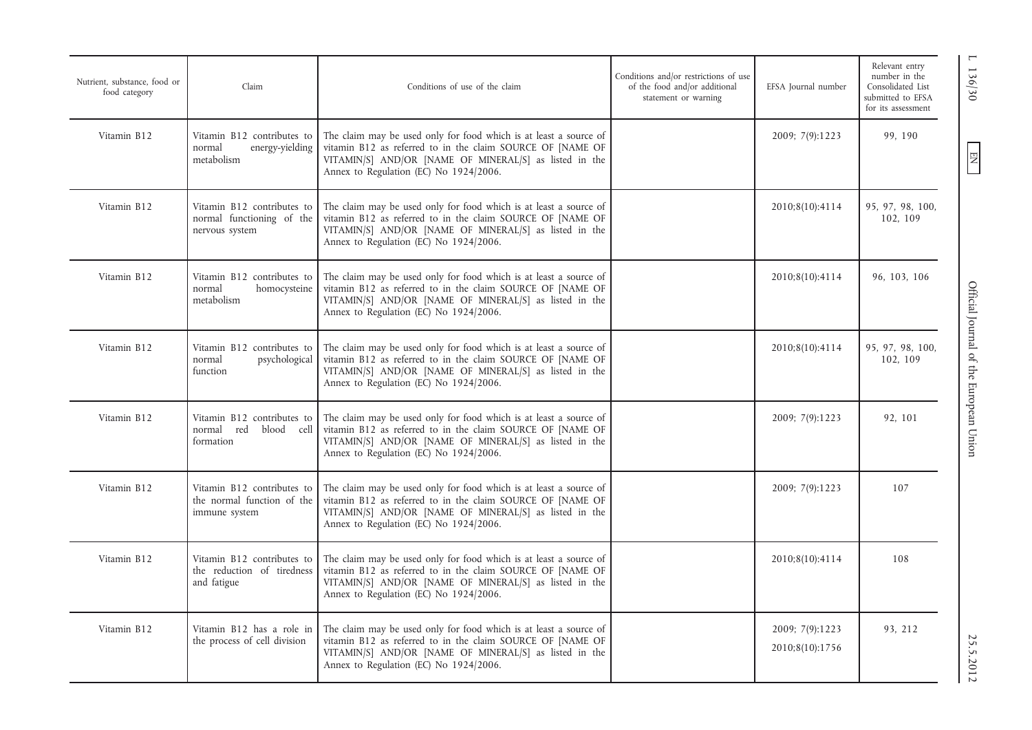| Nutrient, substance, food or food category | Claim | Conditions of use of the claim | Conditions and/or restrictions of use of the food and/or additional statement or warning | EFSA Journal number | Relevant entry number in the Consolidated List submitted to EFSA for its assessment |
|---|---|---|---|---|---|
| Vitamin B12 | Vitamin B12 contributes to normal energy-yielding metabolism | The claim may be used only for food which is at least a source of vitamin B12 as referred to in the claim SOURCE OF [NAME OF VITAMIN/S] AND/OR [NAME OF MINERAL/S] as listed in the Annex to Regulation (EC) No 1924/2006. | | 2009; 7(9):1223 | 99, 190 |
| Vitamin B12 | Vitamin B12 contributes to normal functioning of the nervous system | The claim may be used only for food which is at least a source of vitamin B12 as referred to in the claim SOURCE OF [NAME OF VITAMIN/S] AND/OR [NAME OF MINERAL/S] as listed in the Annex to Regulation (EC) No 1924/2006. | | 2010;8(10):4114 | 95, 97, 98, 100, 102, 109 |
| Vitamin B12 | Vitamin B12 contributes to normal homocysteine metabolism | The claim may be used only for food which is at least a source of vitamin B12 as referred to in the claim SOURCE OF [NAME OF VITAMIN/S] AND/OR [NAME OF MINERAL/S] as listed in the Annex to Regulation (EC) No 1924/2006. | | 2010;8(10):4114 | 96, 103, 106 |
| Vitamin B12 | Vitamin B12 contributes to normal psychological function | The claim may be used only for food which is at least a source of vitamin B12 as referred to in the claim SOURCE OF [NAME OF VITAMIN/S] AND/OR [NAME OF MINERAL/S] as listed in the Annex to Regulation (EC) No 1924/2006. | | 2010;8(10):4114 | 95, 97, 98, 100, 102, 109 |
| Vitamin B12 | Vitamin B12 contributes to normal red blood cell formation | The claim may be used only for food which is at least a source of vitamin B12 as referred to in the claim SOURCE OF [NAME OF VITAMIN/S] AND/OR [NAME OF MINERAL/S] as listed in the Annex to Regulation (EC) No 1924/2006. | | 2009; 7(9):1223 | 92, 101 |
| Vitamin B12 | Vitamin B12 contributes to the normal function of the immune system | The claim may be used only for food which is at least a source of vitamin B12 as referred to in the claim SOURCE OF [NAME OF VITAMIN/S] AND/OR [NAME OF MINERAL/S] as listed in the Annex to Regulation (EC) No 1924/2006. | | 2009; 7(9):1223 | 107 |
| Vitamin B12 | Vitamin B12 contributes to the reduction of tiredness and fatigue | The claim may be used only for food which is at least a source of vitamin B12 as referred to in the claim SOURCE OF [NAME OF VITAMIN/S] AND/OR [NAME OF MINERAL/S] as listed in the Annex to Regulation (EC) No 1924/2006. | | 2010;8(10):4114 | 108 |
| Vitamin B12 | Vitamin B12 has a role in the process of cell division | The claim may be used only for food which is at least a source of vitamin B12 as referred to in the claim SOURCE OF [NAME OF VITAMIN/S] AND/OR [NAME OF MINERAL/S] as listed in the Annex to Regulation (EC) No 1924/2006. | | 2009; 7(9):1223<br>2010;8(10):1756 | 93, 212 |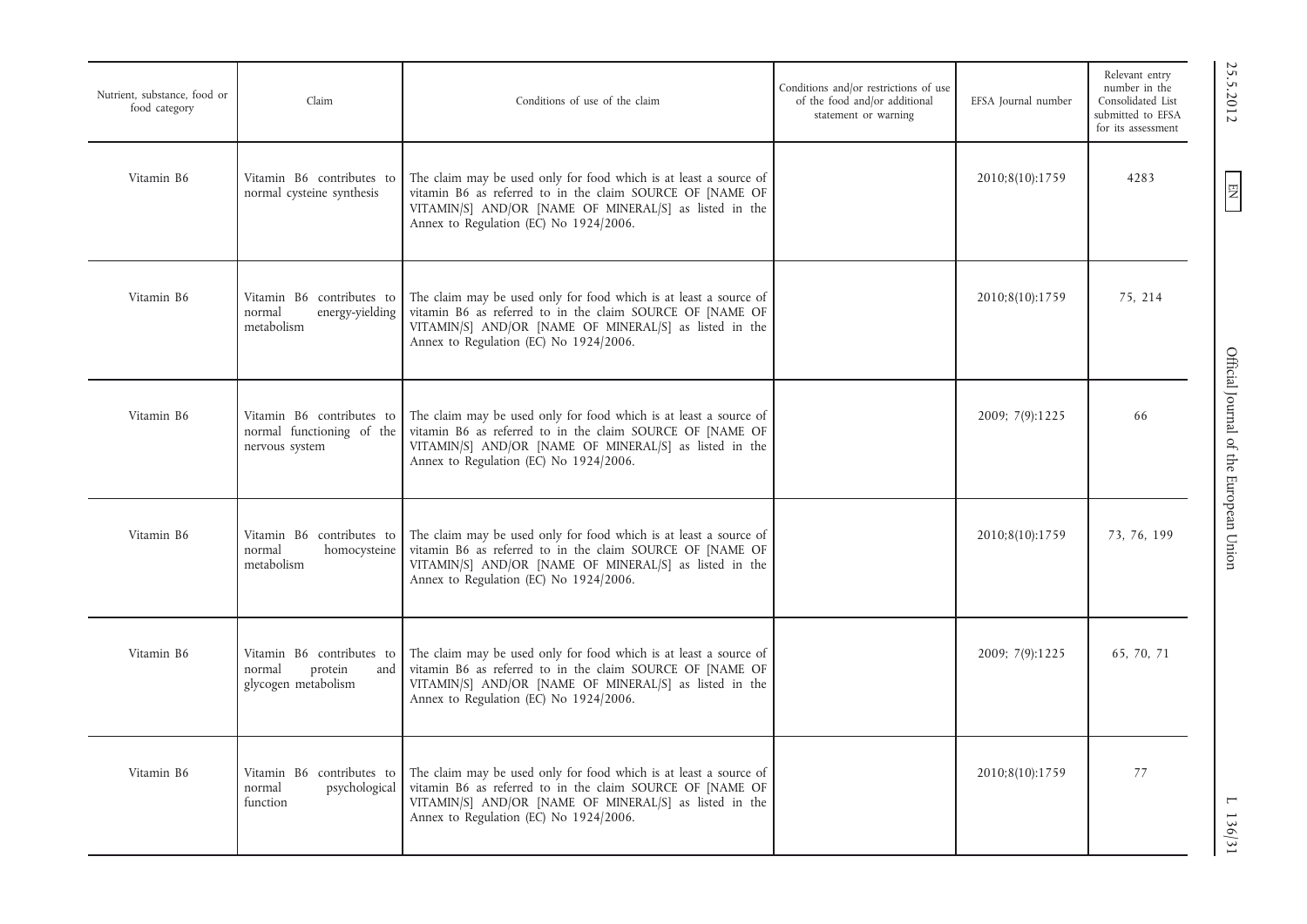| Nutrient, substance, food or food category | Claim | Conditions of use of the claim | Conditions and/or restrictions of use of the food and/or additional statement or warning | EFSA Journal number | Relevant entry number in the Consolidated List submitted to EFSA for its assessment |
|---|---|---|---|---|---|
| Vitamin B6 | Vitamin B6 contributes to normal cysteine synthesis | The claim may be used only for food which is at least a source of vitamin B6 as referred to in the claim SOURCE OF [NAME OF VITAMIN/S] AND/OR [NAME OF MINERAL/S] as listed in the Annex to Regulation (EC) No 1924/2006. | | 2010;8(10):1759 | 4283 |
| Vitamin B6 | Vitamin B6 contributes to normal energy-yielding metabolism | The claim may be used only for food which is at least a source of vitamin B6 as referred to in the claim SOURCE OF [NAME OF VITAMIN/S] AND/OR [NAME OF MINERAL/S] as listed in the Annex to Regulation (EC) No 1924/2006. | | 2010;8(10):1759 | 75, 214 |
| Vitamin B6 | Vitamin B6 contributes to normal functioning of the nervous system | The claim may be used only for food which is at least a source of vitamin B6 as referred to in the claim SOURCE OF [NAME OF VITAMIN/S] AND/OR [NAME OF MINERAL/S] as listed in the Annex to Regulation (EC) No 1924/2006. | | 2009; 7(9):1225 | 66 |
| Vitamin B6 | Vitamin B6 contributes to normal homocysteine metabolism | The claim may be used only for food which is at least a source of vitamin B6 as referred to in the claim SOURCE OF [NAME OF VITAMIN/S] AND/OR [NAME OF MINERAL/S] as listed in the Annex to Regulation (EC) No 1924/2006. | | 2010;8(10):1759 | 73, 76, 199 |
| Vitamin B6 | Vitamin B6 contributes to normal protein and glycogen metabolism | The claim may be used only for food which is at least a source of vitamin B6 as referred to in the claim SOURCE OF [NAME OF VITAMIN/S] AND/OR [NAME OF MINERAL/S] as listed in the Annex to Regulation (EC) No 1924/2006. | | 2009; 7(9):1225 | 65, 70, 71 |
| Vitamin B6 | Vitamin B6 contributes to normal psychological function | The claim may be used only for food which is at least a source of vitamin B6 as referred to in the claim SOURCE OF [NAME OF VITAMIN/S] AND/OR [NAME OF MINERAL/S] as listed in the Annex to Regulation (EC) No 1924/2006. | | 2010;8(10):1759 | 77 |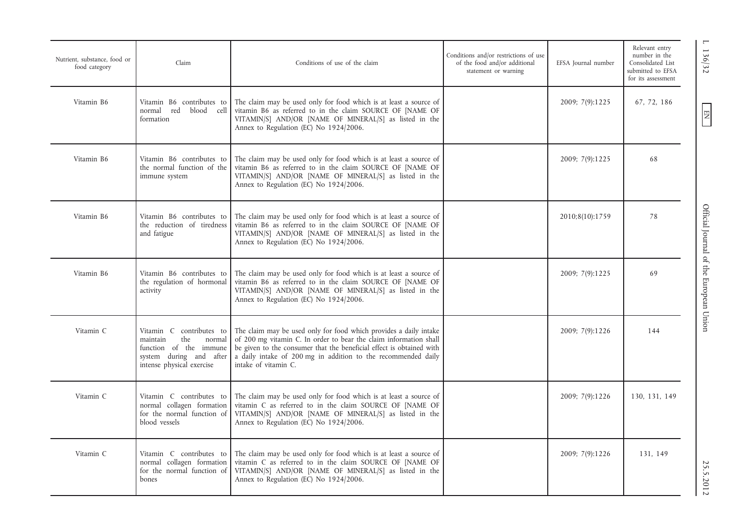| Nutrient, substance, food or food category | Claim | Conditions of use of the claim | Conditions and/or restrictions of use of the food and/or additional statement or warning | EFSA Journal number | Relevant entry number in the Consolidated List submitted to EFSA for its assessment |
|---|---|---|---|---|---|
| Vitamin B6 | Vitamin B6 contributes to normal red blood cell formation | The claim may be used only for food which is at least a source of vitamin B6 as referred to in the claim SOURCE OF [NAME OF VITAMIN/S] AND/OR [NAME OF MINERAL/S] as listed in the Annex to Regulation (EC) No 1924/2006. | | 2009; 7(9):1225 | 67, 72, 186 |
| Vitamin B6 | Vitamin B6 contributes to the normal function of the immune system | The claim may be used only for food which is at least a source of vitamin B6 as referred to in the claim SOURCE OF [NAME OF VITAMIN/S] AND/OR [NAME OF MINERAL/S] as listed in the Annex to Regulation (EC) No 1924/2006. | | 2009; 7(9):1225 | 68 |
| Vitamin B6 | Vitamin B6 contributes to the reduction of tiredness and fatigue | The claim may be used only for food which is at least a source of vitamin B6 as referred to in the claim SOURCE OF [NAME OF VITAMIN/S] AND/OR [NAME OF MINERAL/S] as listed in the Annex to Regulation (EC) No 1924/2006. | | 2010;8(10):1759 | 78 |
| Vitamin B6 | Vitamin B6 contributes to the regulation of hormonal activity | The claim may be used only for food which is at least a source of vitamin B6 as referred to in the claim SOURCE OF [NAME OF VITAMIN/S] AND/OR [NAME OF MINERAL/S] as listed in the Annex to Regulation (EC) No 1924/2006. | | 2009; 7(9):1225 | 69 |
| Vitamin C | Vitamin C contributes to maintain the normal function of the immune system during and after intense physical exercise | The claim may be used only for food which provides a daily intake of 200 mg vitamin C. In order to bear the claim information shall be given to the consumer that the beneficial effect is obtained with a daily intake of 200 mg in addition to the recommended daily intake of vitamin C. | | 2009; 7(9):1226 | 144 |
| Vitamin C | Vitamin C contributes to normal collagen formation for the normal function of blood vessels | The claim may be used only for food which is at least a source of vitamin C as referred to in the claim SOURCE OF [NAME OF VITAMIN/S] AND/OR [NAME OF MINERAL/S] as listed in the Annex to Regulation (EC) No 1924/2006. | | 2009; 7(9):1226 | 130, 131, 149 |
| Vitamin C | Vitamin C contributes to normal collagen formation for the normal function of bones | The claim may be used only for food which is at least a source of vitamin C as referred to in the claim SOURCE OF [NAME OF VITAMIN/S] AND/OR [NAME OF MINERAL/S] as listed in the Annex to Regulation (EC) No 1924/2006. | | 2009; 7(9):1226 | 131, 149 |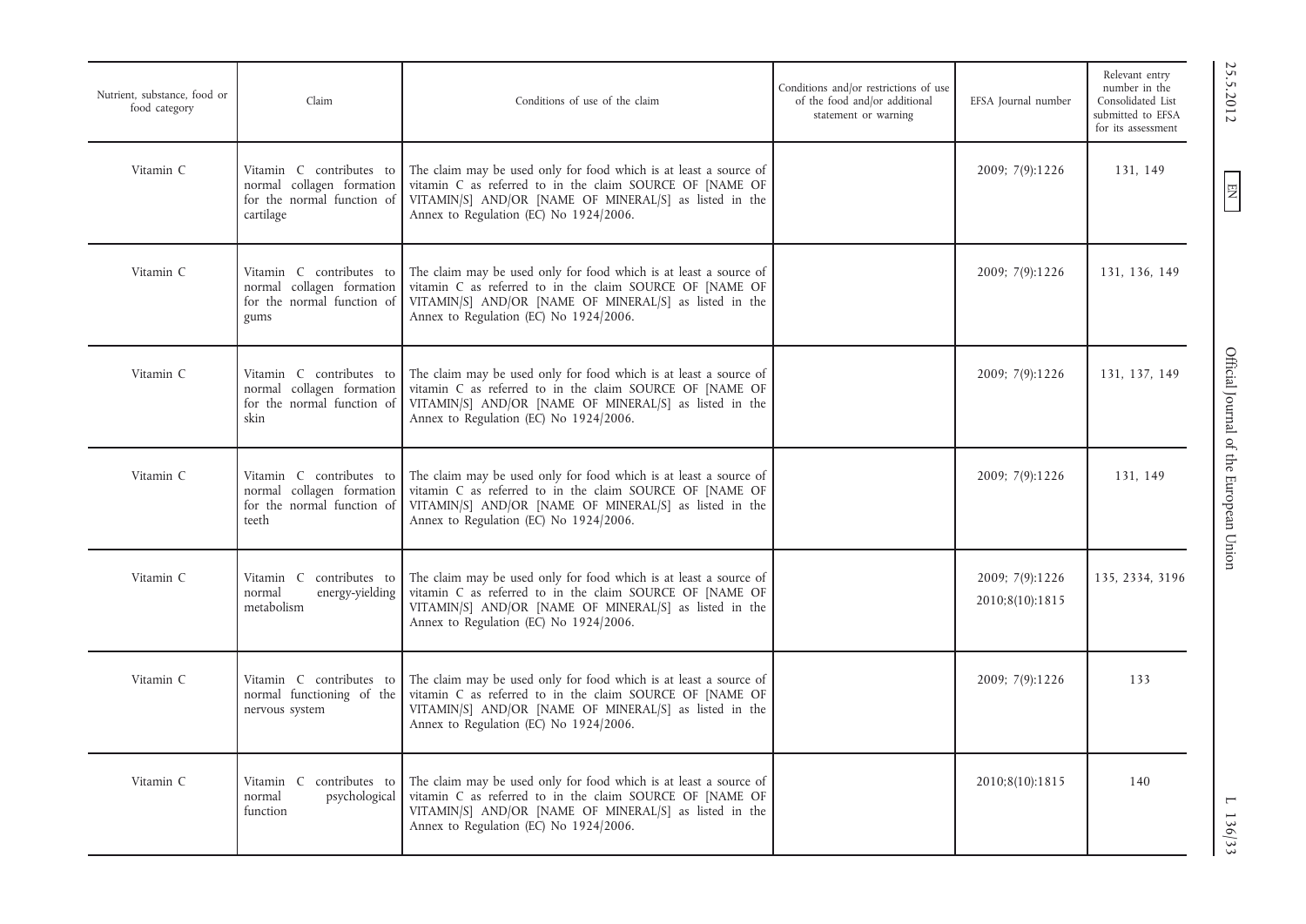| Nutrient, substance, food or food category | Claim | Conditions of use of the claim | Conditions and/or restrictions of use of the food and/or additional statement or warning | EFSA Journal number | Relevant entry number in the Consolidated List submitted to EFSA for its assessment |
|---|---|---|---|---|---|
| Vitamin C | Vitamin C contributes to normal collagen formation for the normal function of cartilage | The claim may be used only for food which is at least a source of vitamin C as referred to in the claim SOURCE OF [NAME OF VITAMIN/S] AND/OR [NAME OF MINERAL/S] as listed in the Annex to Regulation (EC) No 1924/2006. | | 2009; 7(9):1226 | 131, 149 |
| Vitamin C | Vitamin C contributes to normal collagen formation for the normal function of gums | The claim may be used only for food which is at least a source of vitamin C as referred to in the claim SOURCE OF [NAME OF VITAMIN/S] AND/OR [NAME OF MINERAL/S] as listed in the Annex to Regulation (EC) No 1924/2006. | | 2009; 7(9):1226 | 131, 136, 149 |
| Vitamin C | Vitamin C contributes to normal collagen formation for the normal function of skin | The claim may be used only for food which is at least a source of vitamin C as referred to in the claim SOURCE OF [NAME OF VITAMIN/S] AND/OR [NAME OF MINERAL/S] as listed in the Annex to Regulation (EC) No 1924/2006. | | 2009; 7(9):1226 | 131, 137, 149 |
| Vitamin C | Vitamin C contributes to normal collagen formation for the normal function of teeth | The claim may be used only for food which is at least a source of vitamin C as referred to in the claim SOURCE OF [NAME OF VITAMIN/S] AND/OR [NAME OF MINERAL/S] as listed in the Annex to Regulation (EC) No 1924/2006. | | 2009; 7(9):1226 | 131, 149 |
| Vitamin C | Vitamin C contributes to normal energy-yielding metabolism | The claim may be used only for food which is at least a source of vitamin C as referred to in the claim SOURCE OF [NAME OF VITAMIN/S] AND/OR [NAME OF MINERAL/S] as listed in the Annex to Regulation (EC) No 1924/2006. | | 2009; 7(9):1226<br>2010;8(10):1815 | 135, 2334, 3196 |
| Vitamin C | Vitamin C contributes to normal functioning of the nervous system | The claim may be used only for food which is at least a source of vitamin C as referred to in the claim SOURCE OF [NAME OF VITAMIN/S] AND/OR [NAME OF MINERAL/S] as listed in the Annex to Regulation (EC) No 1924/2006. | | 2009; 7(9):1226 | 133 |
| Vitamin C | Vitamin C contributes to normal psychological function | The claim may be used only for food which is at least a source of vitamin C as referred to in the claim SOURCE OF [NAME OF VITAMIN/S] AND/OR [NAME OF MINERAL/S] as listed in the Annex to Regulation (EC) No 1924/2006. | | 2010;8(10):1815 | 140 |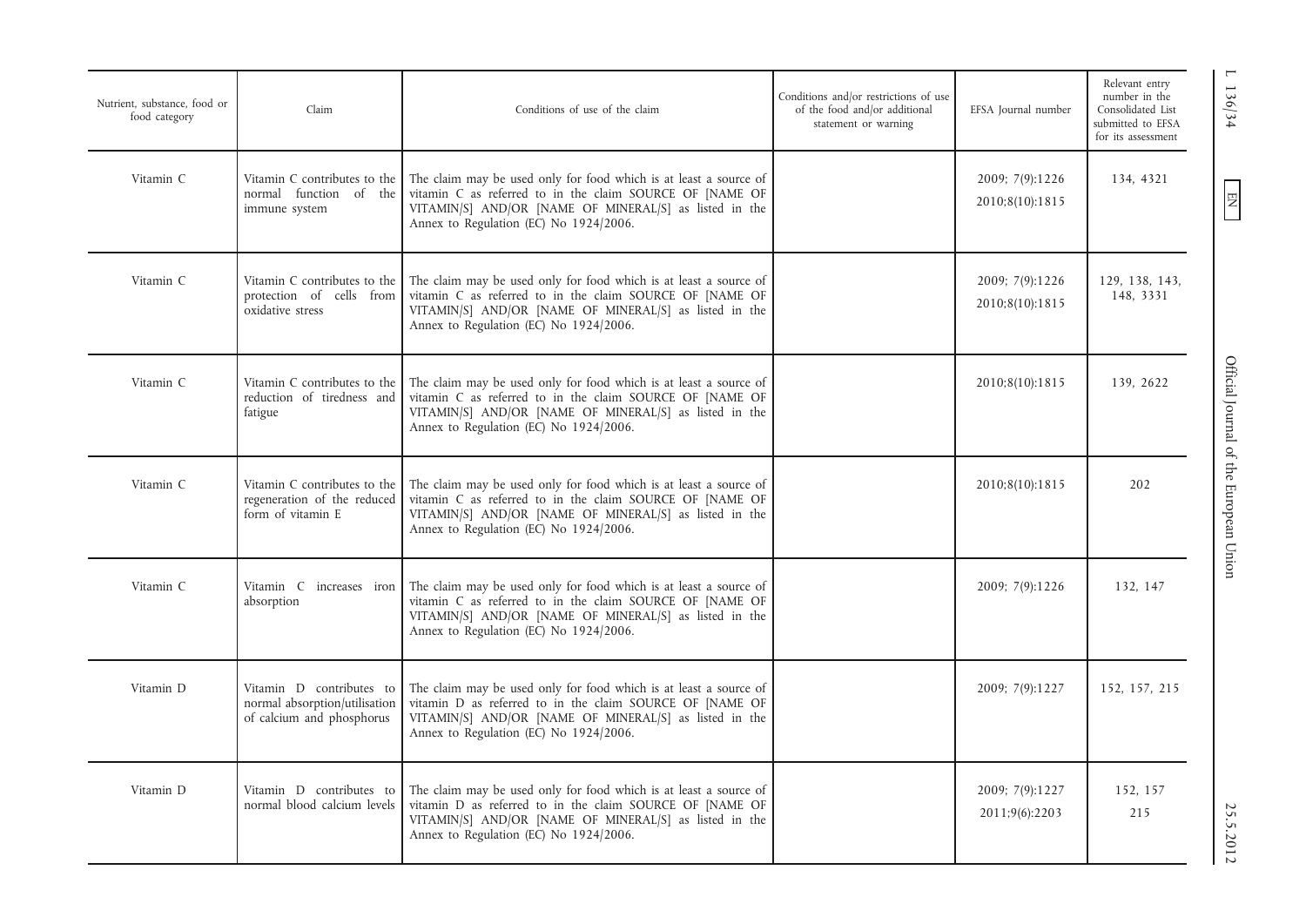| Nutrient, substance, food or food category | Claim | Conditions of use of the claim | Conditions and/or restrictions of use of the food and/or additional statement or warning | EFSA Journal number | Relevant entry number in the Consolidated List submitted to EFSA for its assessment |
|---|---|---|---|---|---|
| Vitamin C | Vitamin C contributes to the normal function of the immune system | The claim may be used only for food which is at least a source of vitamin C as referred to in the claim SOURCE OF [NAME OF VITAMIN/S] AND/OR [NAME OF MINERAL/S] as listed in the Annex to Regulation (EC) No 1924/2006. | | 2009; 7(9):1226<br>2010;8(10):1815 | 134, 4321 |
| Vitamin C | Vitamin C contributes to the protection of cells from oxidative stress | The claim may be used only for food which is at least a source of vitamin C as referred to in the claim SOURCE OF [NAME OF VITAMIN/S] AND/OR [NAME OF MINERAL/S] as listed in the Annex to Regulation (EC) No 1924/2006. | | 2009; 7(9):1226<br>2010;8(10):1815 | 129, 138, 143, 148, 3331 |
| Vitamin C | Vitamin C contributes to the reduction of tiredness and fatigue | The claim may be used only for food which is at least a source of vitamin C as referred to in the claim SOURCE OF [NAME OF VITAMIN/S] AND/OR [NAME OF MINERAL/S] as listed in the Annex to Regulation (EC) No 1924/2006. | | 2010;8(10):1815 | 139, 2622 |
| Vitamin C | Vitamin C contributes to the regeneration of the reduced form of vitamin E | The claim may be used only for food which is at least a source of vitamin C as referred to in the claim SOURCE OF [NAME OF VITAMIN/S] AND/OR [NAME OF MINERAL/S] as listed in the Annex to Regulation (EC) No 1924/2006. | | 2010;8(10):1815 | 202 |
| Vitamin C | Vitamin C increases iron absorption | The claim may be used only for food which is at least a source of vitamin C as referred to in the claim SOURCE OF [NAME OF VITAMIN/S] AND/OR [NAME OF MINERAL/S] as listed in the Annex to Regulation (EC) No 1924/2006. | | 2009; 7(9):1226 | 132, 147 |
| Vitamin D | Vitamin D contributes to normal absorption/utilisation of calcium and phosphorus | The claim may be used only for food which is at least a source of vitamin D as referred to in the claim SOURCE OF [NAME OF VITAMIN/S] AND/OR [NAME OF MINERAL/S] as listed in the Annex to Regulation (EC) No 1924/2006. | | 2009; 7(9):1227 | 152, 157, 215 |
| Vitamin D | Vitamin D contributes to normal blood calcium levels | The claim may be used only for food which is at least a source of vitamin D as referred to in the claim SOURCE OF [NAME OF VITAMIN/S] AND/OR [NAME OF MINERAL/S] as listed in the Annex to Regulation (EC) No 1924/2006. | | 2009; 7(9):1227<br>2011;9(6):2203 | 152, 157<br>215 |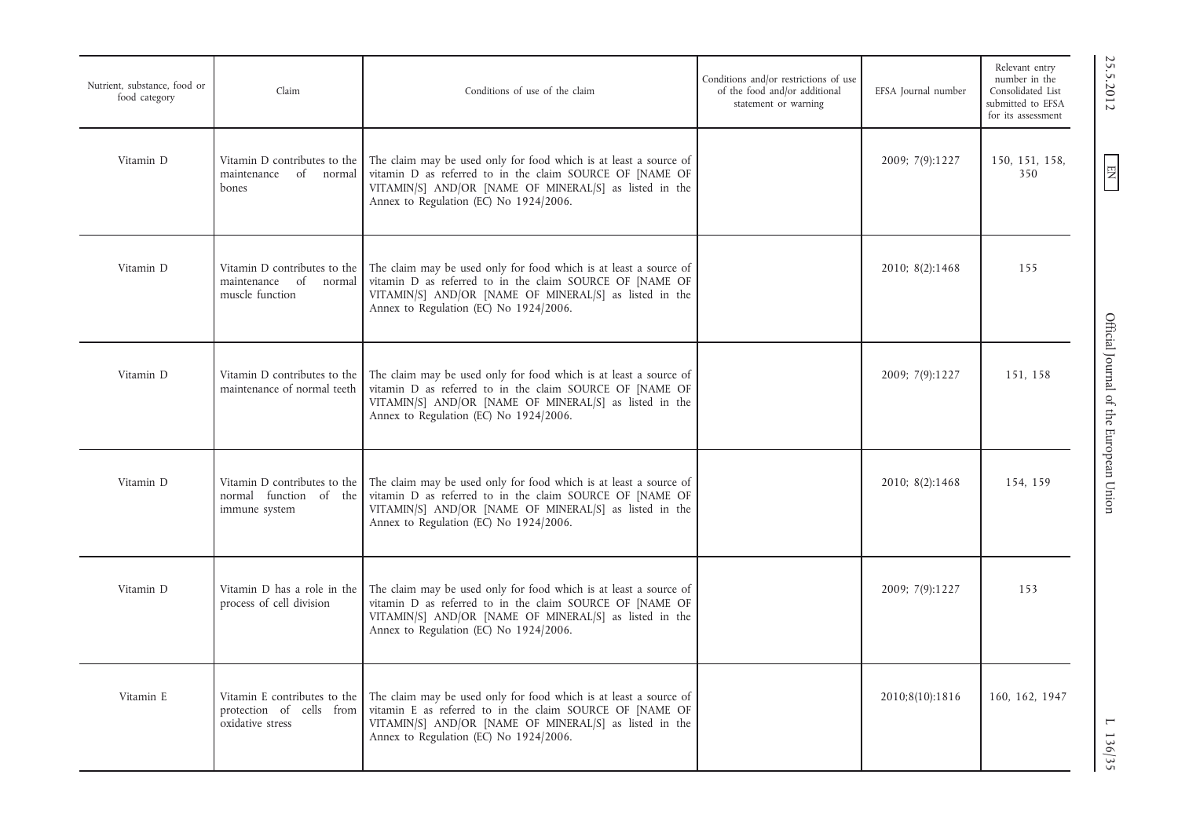| Nutrient, substance, food or food category | Claim | Conditions of use of the claim | Conditions and/or restrictions of use of the food and/or additional statement or warning | EFSA Journal number | Relevant entry number in the Consolidated List submitted to EFSA for its assessment |
|---|---|---|---|---|---|
| Vitamin D | Vitamin D contributes to the maintenance of normal bones | The claim may be used only for food which is at least a source of vitamin D as referred to in the claim SOURCE OF [NAME OF VITAMIN/S] AND/OR [NAME OF MINERAL/S] as listed in the Annex to Regulation (EC) No 1924/2006. | | 2009; 7(9):1227 | 150, 151, 158, 350 |
| Vitamin D | Vitamin D contributes to the maintenance of normal muscle function | The claim may be used only for food which is at least a source of vitamin D as referred to in the claim SOURCE OF [NAME OF VITAMIN/S] AND/OR [NAME OF MINERAL/S] as listed in the Annex to Regulation (EC) No 1924/2006. | | 2010; 8(2):1468 | 155 |
| Vitamin D | Vitamin D contributes to the maintenance of normal teeth | The claim may be used only for food which is at least a source of vitamin D as referred to in the claim SOURCE OF [NAME OF VITAMIN/S] AND/OR [NAME OF MINERAL/S] as listed in the Annex to Regulation (EC) No 1924/2006. | | 2009; 7(9):1227 | 151, 158 |
| Vitamin D | Vitamin D contributes to the normal function of the immune system | The claim may be used only for food which is at least a source of vitamin D as referred to in the claim SOURCE OF [NAME OF VITAMIN/S] AND/OR [NAME OF MINERAL/S] as listed in the Annex to Regulation (EC) No 1924/2006. | | 2010; 8(2):1468 | 154, 159 |
| Vitamin D | Vitamin D has a role in the process of cell division | The claim may be used only for food which is at least a source of vitamin D as referred to in the claim SOURCE OF [NAME OF VITAMIN/S] AND/OR [NAME OF MINERAL/S] as listed in the Annex to Regulation (EC) No 1924/2006. | | 2009; 7(9):1227 | 153 |
| Vitamin E | Vitamin E contributes to the protection of cells from oxidative stress | The claim may be used only for food which is at least a source of vitamin E as referred to in the claim SOURCE OF [NAME OF VITAMIN/S] AND/OR [NAME OF MINERAL/S] as listed in the Annex to Regulation (EC) No 1924/2006. | | 2010;8(10):1816 | 160, 162, 1947 |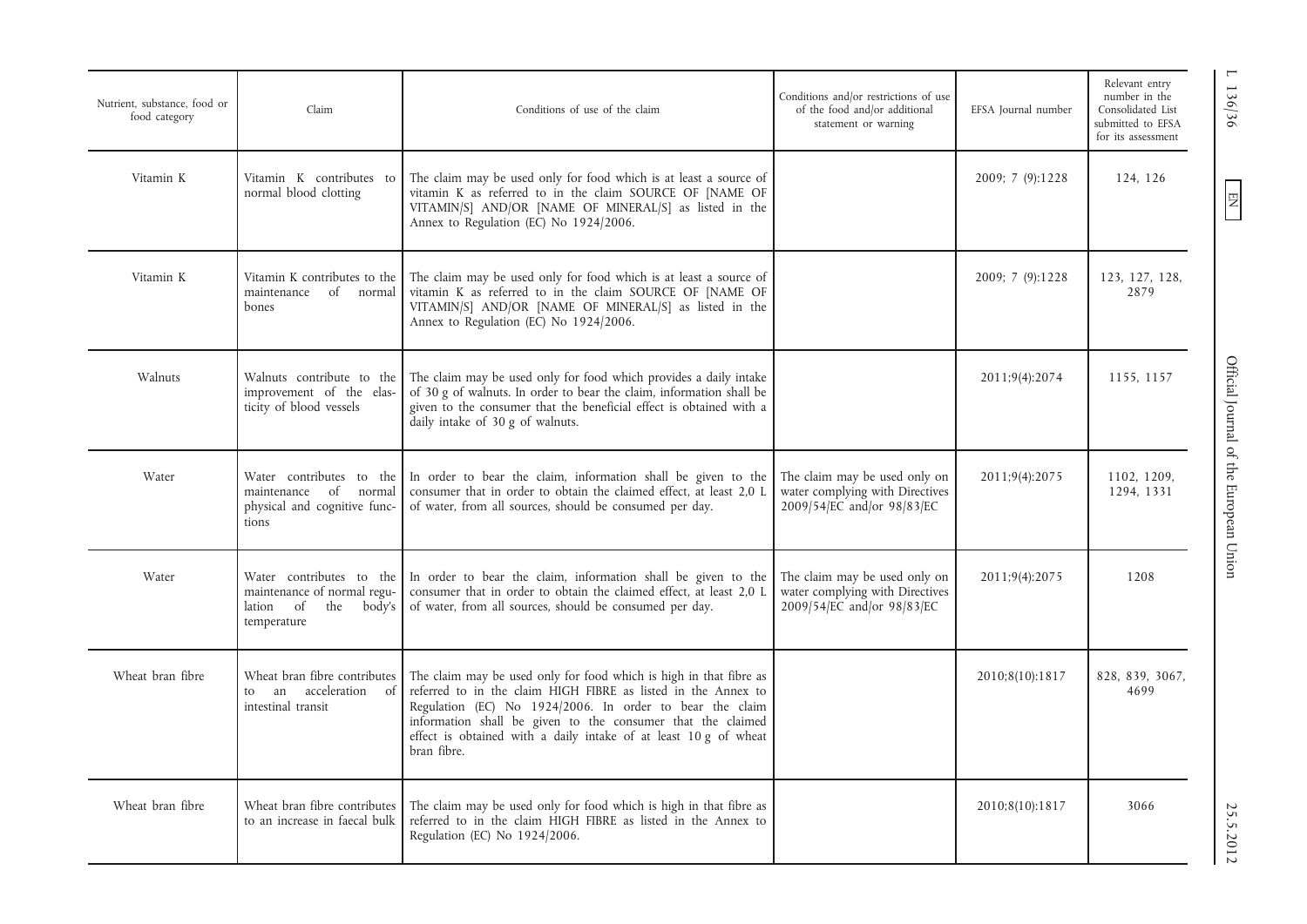| Nutrient, substance, food or food category | Claim | Conditions of use of the claim | Conditions and/or restrictions of use of the food and/or additional statement or warning | EFSA Journal number | Relevant entry number in the Consolidated List submitted to EFSA for its assessment |
|---|---|---|---|---|---|
| Vitamin K | Vitamin K contributes to normal blood clotting | The claim may be used only for food which is at least a source of vitamin K as referred to in the claim SOURCE OF [NAME OF VITAMIN/S] AND/OR [NAME OF MINERAL/S] as listed in the Annex to Regulation (EC) No 1924/2006. | | 2009; 7 (9):1228 | 124, 126 |
| Vitamin K | Vitamin K contributes to the maintenance of normal bones | The claim may be used only for food which is at least a source of vitamin K as referred to in the claim SOURCE OF [NAME OF VITAMIN/S] AND/OR [NAME OF MINERAL/S] as listed in the Annex to Regulation (EC) No 1924/2006. | | 2009; 7 (9):1228 | 123, 127, 128, 2879 |
| Walnuts | Walnuts contribute to the improvement of the elasticity of blood vessels | The claim may be used only for food which provides a daily intake of 30 g of walnuts. In order to bear the claim, information shall be given to the consumer that the beneficial effect is obtained with a daily intake of 30 g of walnuts. | | 2011;9(4):2074 | 1155, 1157 |
| Water | Water contributes to the maintenance of normal physical and cognitive functions | In order to bear the claim, information shall be given to the consumer that in order to obtain the claimed effect, at least 2,0 L of water, from all sources, should be consumed per day. | The claim may be used only on water complying with Directives 2009/54/EC and/or 98/83/EC | 2011;9(4):2075 | 1102, 1209, 1294, 1331 |
| Water | Water contributes to the maintenance of normal regulation of the body's temperature | In order to bear the claim, information shall be given to the consumer that in order to obtain the claimed effect, at least 2,0 L of water, from all sources, should be consumed per day. | The claim may be used only on water complying with Directives 2009/54/EC and/or 98/83/EC | 2011;9(4):2075 | 1208 |
| Wheat bran fibre | Wheat bran fibre contributes to an acceleration of intestinal transit | The claim may be used only for food which is high in that fibre as referred to in the claim HIGH FIBRE as listed in the Annex to Regulation (EC) No 1924/2006. In order to bear the claim information shall be given to the consumer that the claimed effect is obtained with a daily intake of at least 10 g of wheat bran fibre. | | 2010;8(10):1817 | 828, 839, 3067, 4699 |
| Wheat bran fibre | Wheat bran fibre contributes to an increase in faecal bulk | The claim may be used only for food which is high in that fibre as referred to in the claim HIGH FIBRE as listed in the Annex to Regulation (EC) No 1924/2006. | | 2010;8(10):1817 | 3066 |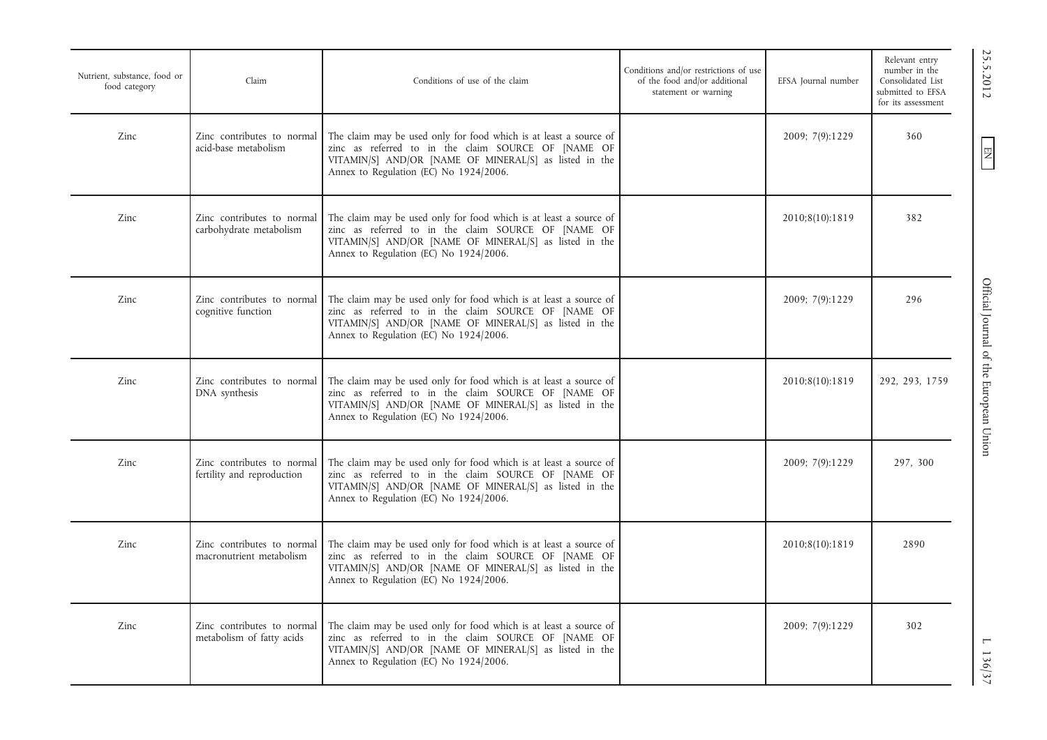| Nutrient, substance, food or food category | Claim | Conditions of use of the claim | Conditions and/or restrictions of use of the food and/or additional statement or warning | EFSA Journal number | Relevant entry number in the Consolidated List submitted to EFSA for its assessment |
|---|---|---|---|---|---|
| Zinc | Zinc contributes to normal acid-base metabolism | The claim may be used only for food which is at least a source of zinc as referred to in the claim SOURCE OF [NAME OF VITAMIN/S] AND/OR [NAME OF MINERAL/S] as listed in the Annex to Regulation (EC) No 1924/2006. | | 2009; 7(9):1229 | 360 |
| Zinc | Zinc contributes to normal carbohydrate metabolism | The claim may be used only for food which is at least a source of zinc as referred to in the claim SOURCE OF [NAME OF VITAMIN/S] AND/OR [NAME OF MINERAL/S] as listed in the Annex to Regulation (EC) No 1924/2006. | | 2010;8(10):1819 | 382 |
| Zinc | Zinc contributes to normal cognitive function | The claim may be used only for food which is at least a source of zinc as referred to in the claim SOURCE OF [NAME OF VITAMIN/S] AND/OR [NAME OF MINERAL/S] as listed in the Annex to Regulation (EC) No 1924/2006. | | 2009; 7(9):1229 | 296 |
| Zinc | Zinc contributes to normal DNA synthesis | The claim may be used only for food which is at least a source of zinc as referred to in the claim SOURCE OF [NAME OF VITAMIN/S] AND/OR [NAME OF MINERAL/S] as listed in the Annex to Regulation (EC) No 1924/2006. | | 2010;8(10):1819 | 292, 293, 1759 |
| Zinc | Zinc contributes to normal fertility and reproduction | The claim may be used only for food which is at least a source of zinc as referred to in the claim SOURCE OF [NAME OF VITAMIN/S] AND/OR [NAME OF MINERAL/S] as listed in the Annex to Regulation (EC) No 1924/2006. | | 2009; 7(9):1229 | 297, 300 |
| Zinc | Zinc contributes to normal macronutrient metabolism | The claim may be used only for food which is at least a source of zinc as referred to in the claim SOURCE OF [NAME OF VITAMIN/S] AND/OR [NAME OF MINERAL/S] as listed in the Annex to Regulation (EC) No 1924/2006. | | 2010;8(10):1819 | 2890 |
| Zinc | Zinc contributes to normal metabolism of fatty acids | The claim may be used only for food which is at least a source of zinc as referred to in the claim SOURCE OF [NAME OF VITAMIN/S] AND/OR [NAME OF MINERAL/S] as listed in the Annex to Regulation (EC) No 1924/2006. | | 2009; 7(9):1229 | 302 |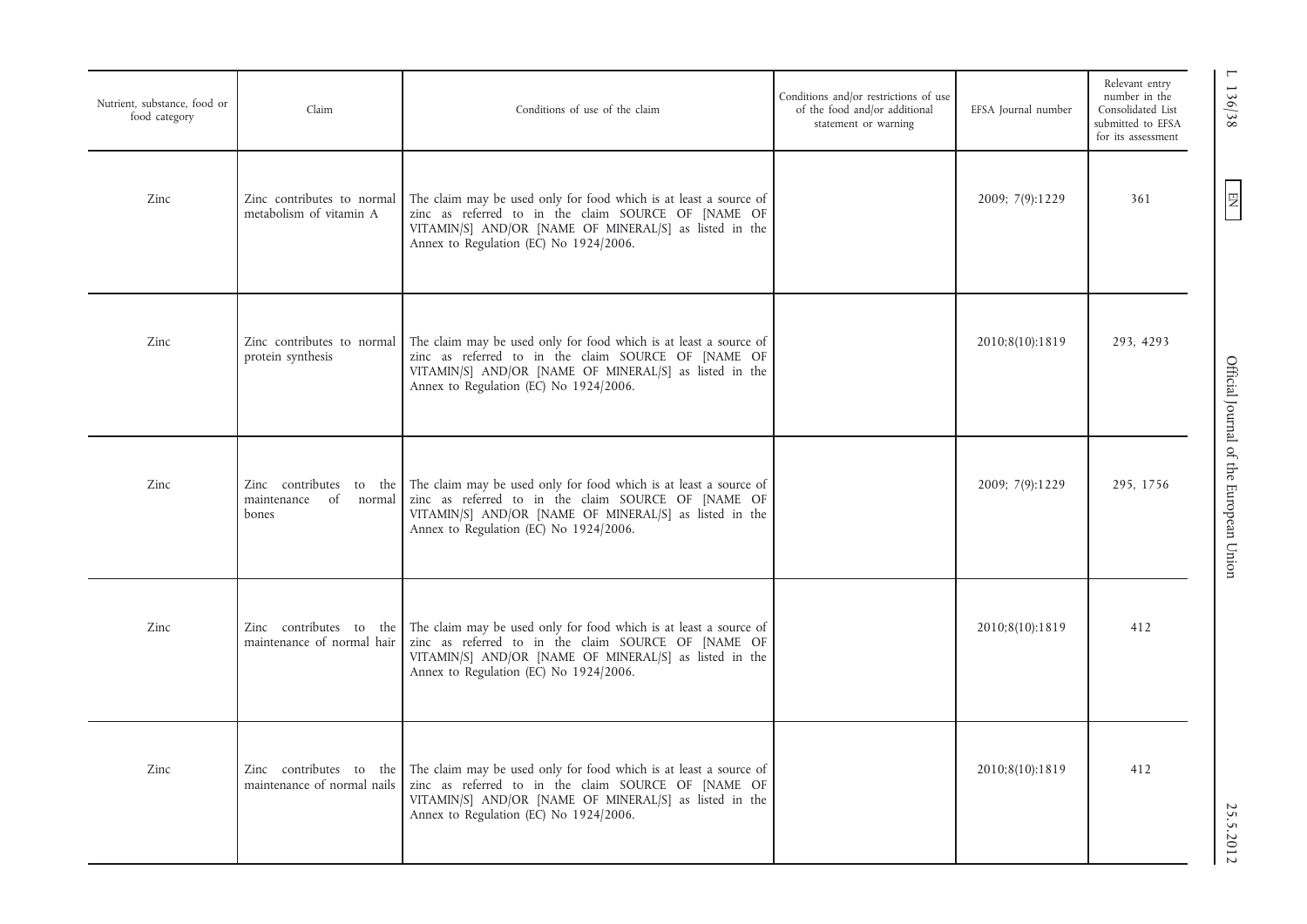| Nutrient, substance, food or food category | Claim | Conditions of use of the claim | Conditions and/or restrictions of use of the food and/or additional statement or warning | EFSA Journal number | Relevant entry number in the Consolidated List submitted to EFSA for its assessment |
|---|---|---|---|---|---|
| Zinc | Zinc contributes to normal metabolism of vitamin A | The claim may be used only for food which is at least a source of zinc as referred to in the claim SOURCE OF [NAME OF VITAMIN/S] AND/OR [NAME OF MINERAL/S] as listed in the Annex to Regulation (EC) No 1924/2006. | | 2009; 7(9):1229 | 361 |
| Zinc | Zinc contributes to normal protein synthesis | The claim may be used only for food which is at least a source of zinc as referred to in the claim SOURCE OF [NAME OF VITAMIN/S] AND/OR [NAME OF MINERAL/S] as listed in the Annex to Regulation (EC) No 1924/2006. | | 2010;8(10):1819 | 293, 4293 |
| Zinc | Zinc contributes to the maintenance of normal bones | The claim may be used only for food which is at least a source of zinc as referred to in the claim SOURCE OF [NAME OF VITAMIN/S] AND/OR [NAME OF MINERAL/S] as listed in the Annex to Regulation (EC) No 1924/2006. | | 2009; 7(9):1229 | 295, 1756 |
| Zinc | Zinc contributes to the maintenance of normal hair | The claim may be used only for food which is at least a source of zinc as referred to in the claim SOURCE OF [NAME OF VITAMIN/S] AND/OR [NAME OF MINERAL/S] as listed in the Annex to Regulation (EC) No 1924/2006. | | 2010;8(10):1819 | 412 |
| Zinc | Zinc contributes to the maintenance of normal nails | The claim may be used only for food which is at least a source of zinc as referred to in the claim SOURCE OF [NAME OF VITAMIN/S] AND/OR [NAME OF MINERAL/S] as listed in the Annex to Regulation (EC) No 1924/2006. | | 2010;8(10):1819 | 412 |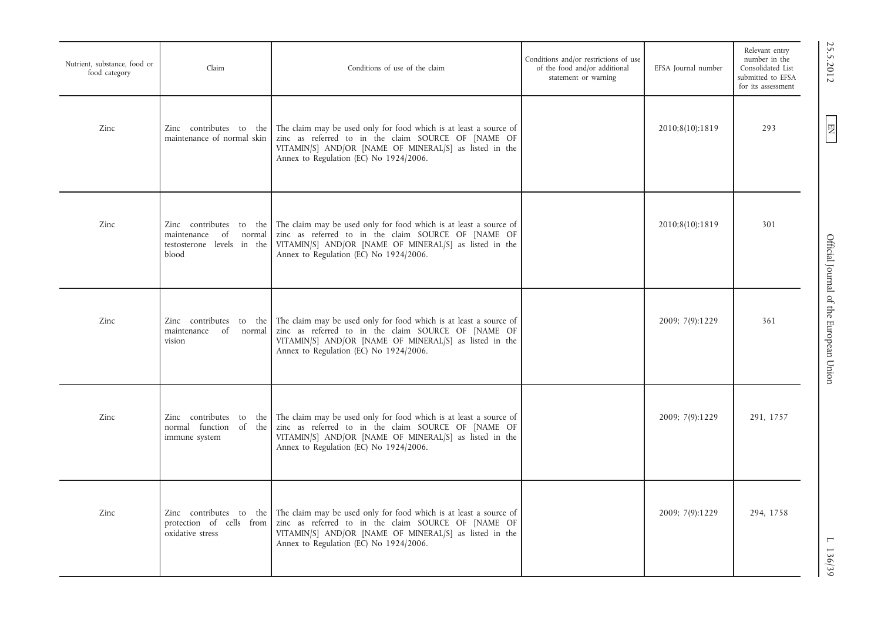| Nutrient, substance, food or food category | Claim | Conditions of use of the claim | Conditions and/or restrictions of use of the food and/or additional statement or warning | EFSA Journal number | Relevant entry number in the Consolidated List submitted to EFSA for its assessment |
|---|---|---|---|---|---|
| Zinc | Zinc contributes to the maintenance of normal skin | The claim may be used only for food which is at least a source of zinc as referred to in the claim SOURCE OF [NAME OF VITAMIN/S] AND/OR [NAME OF MINERAL/S] as listed in the Annex to Regulation (EC) No 1924/2006. | | 2010;8(10):1819 | 293 |
| Zinc | Zinc contributes to the maintenance of normal testosterone levels in the blood | The claim may be used only for food which is at least a source of zinc as referred to in the claim SOURCE OF [NAME OF VITAMIN/S] AND/OR [NAME OF MINERAL/S] as listed in the Annex to Regulation (EC) No 1924/2006. | | 2010;8(10):1819 | 301 |
| Zinc | Zinc contributes to the maintenance of normal vision | The claim may be used only for food which is at least a source of zinc as referred to in the claim SOURCE OF [NAME OF VITAMIN/S] AND/OR [NAME OF MINERAL/S] as listed in the Annex to Regulation (EC) No 1924/2006. | | 2009; 7(9):1229 | 361 |
| Zinc | Zinc contributes to the normal function of the immune system | The claim may be used only for food which is at least a source of zinc as referred to in the claim SOURCE OF [NAME OF VITAMIN/S] AND/OR [NAME OF MINERAL/S] as listed in the Annex to Regulation (EC) No 1924/2006. | | 2009; 7(9):1229 | 291, 1757 |
| Zinc | Zinc contributes to the protection of cells from oxidative stress | The claim may be used only for food which is at least a source of zinc as referred to in the claim SOURCE OF [NAME OF VITAMIN/S] AND/OR [NAME OF MINERAL/S] as listed in the Annex to Regulation (EC) No 1924/2006. | | 2009; 7(9):1229 | 294, 1758 |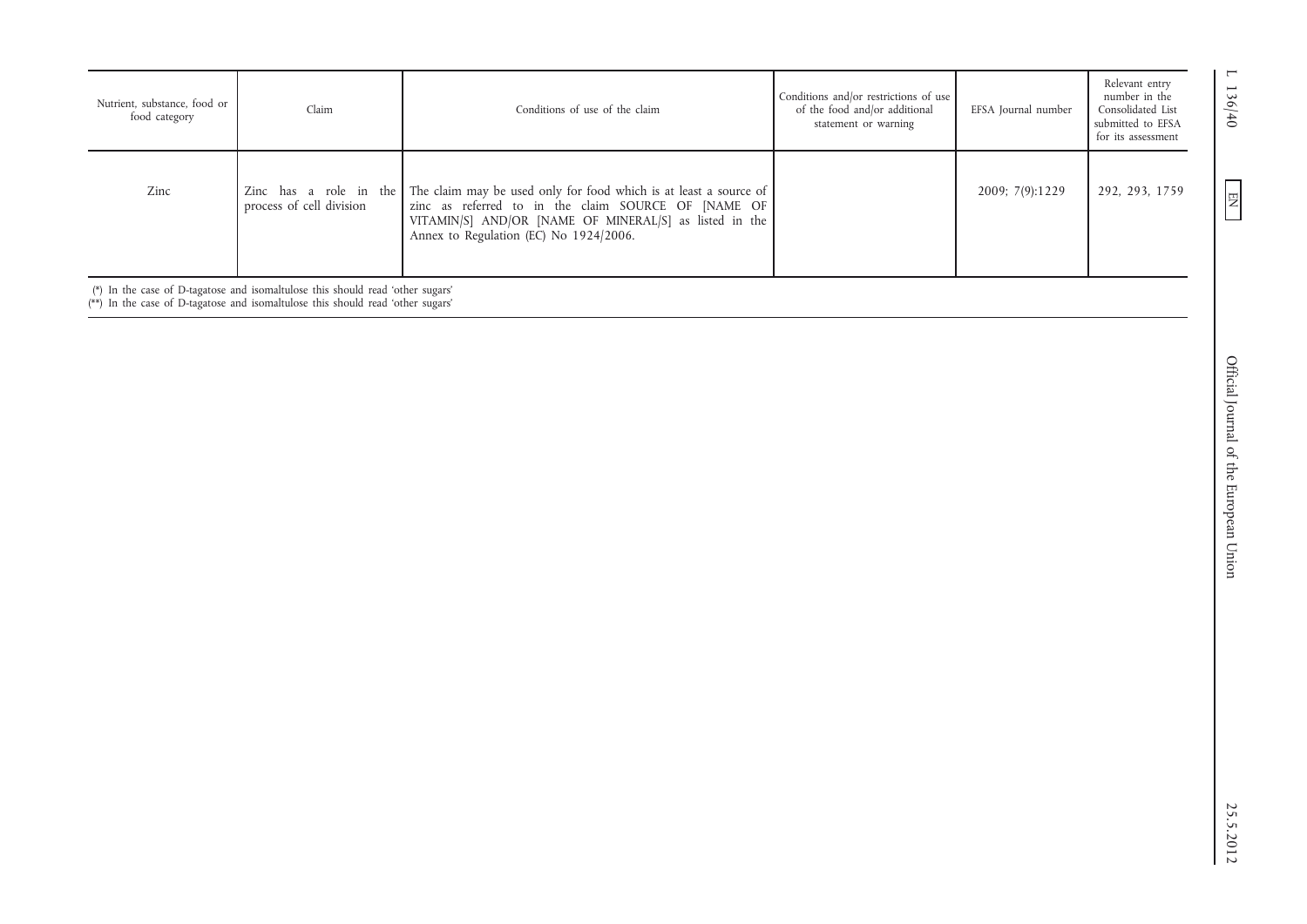| Nutrient, substance, food or food category | Claim | Conditions of use of the claim | Conditions and/or restrictions of use of the food and/or additional statement or warning | EFSA Journal number | Relevant entry number in the Consolidated List submitted to EFSA for its assessment |
|---|---|---|---|---|---|
| Zinc | Zinc has a role in the process of cell division | The claim may be used only for food which is at least a source of zinc as referred to in the claim SOURCE OF [NAME OF VITAMIN/S] AND/OR [NAME OF MINERAL/S] as listed in the Annex to Regulation (EC) No 1924/2006. | | 2009; 7(9):1229 | 292, 293, 1759 |

(*) In the case of D-tagatose and isomaltulose this should read 'other sugars'

(**) In the case of D-tagatose and isomaltulose this should read 'other sugars'